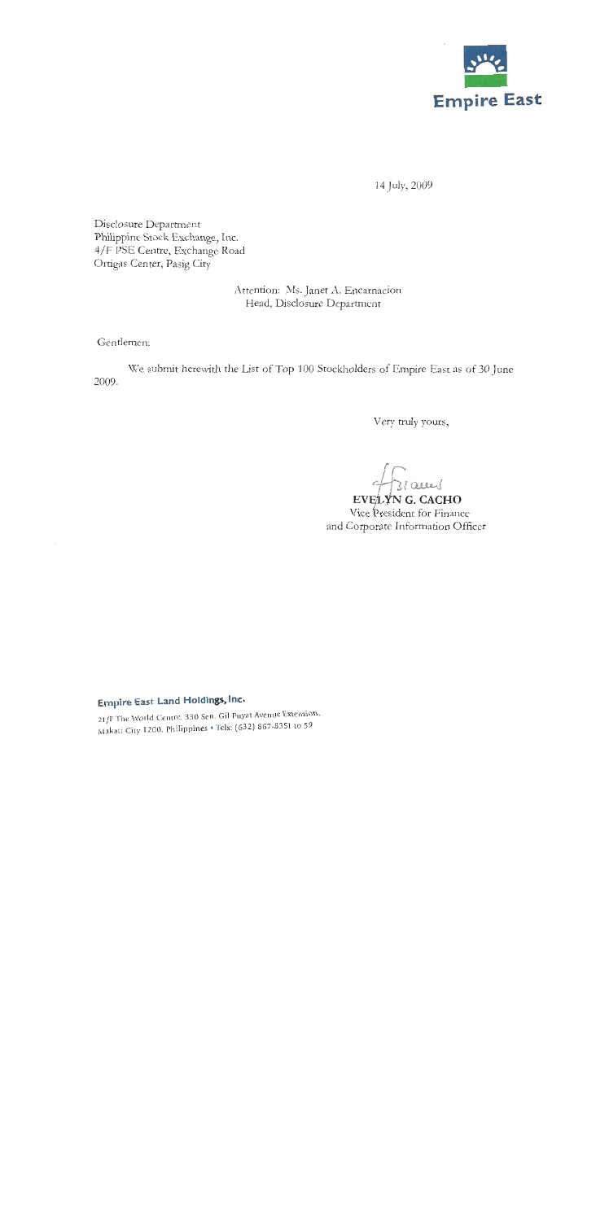Empire East

14 July, 2009

Disclosure Department
Philippine Stock Exchange, Inc.
4/F PSE Centre, Exchange Road
Ortigas Center, Pasig City

Attention: Ms. Janet A. Encarnacion
Head, Disclosure Department

Gentlemen:

We submit herewith the List of Top 100 Stockholders of Empire East as of 30 June 2009.

Very truly yours,

**EVELYN G. CACHO**
Vice President for Finance
and Corporate Information Officer

**Empire East Land Holdings, Inc.**
21/F The World Centre, 330 Sen. Gil Puyat Avenue Extension,
Makati City 1200, Philippines • Tels: (632) 867-8351 to 59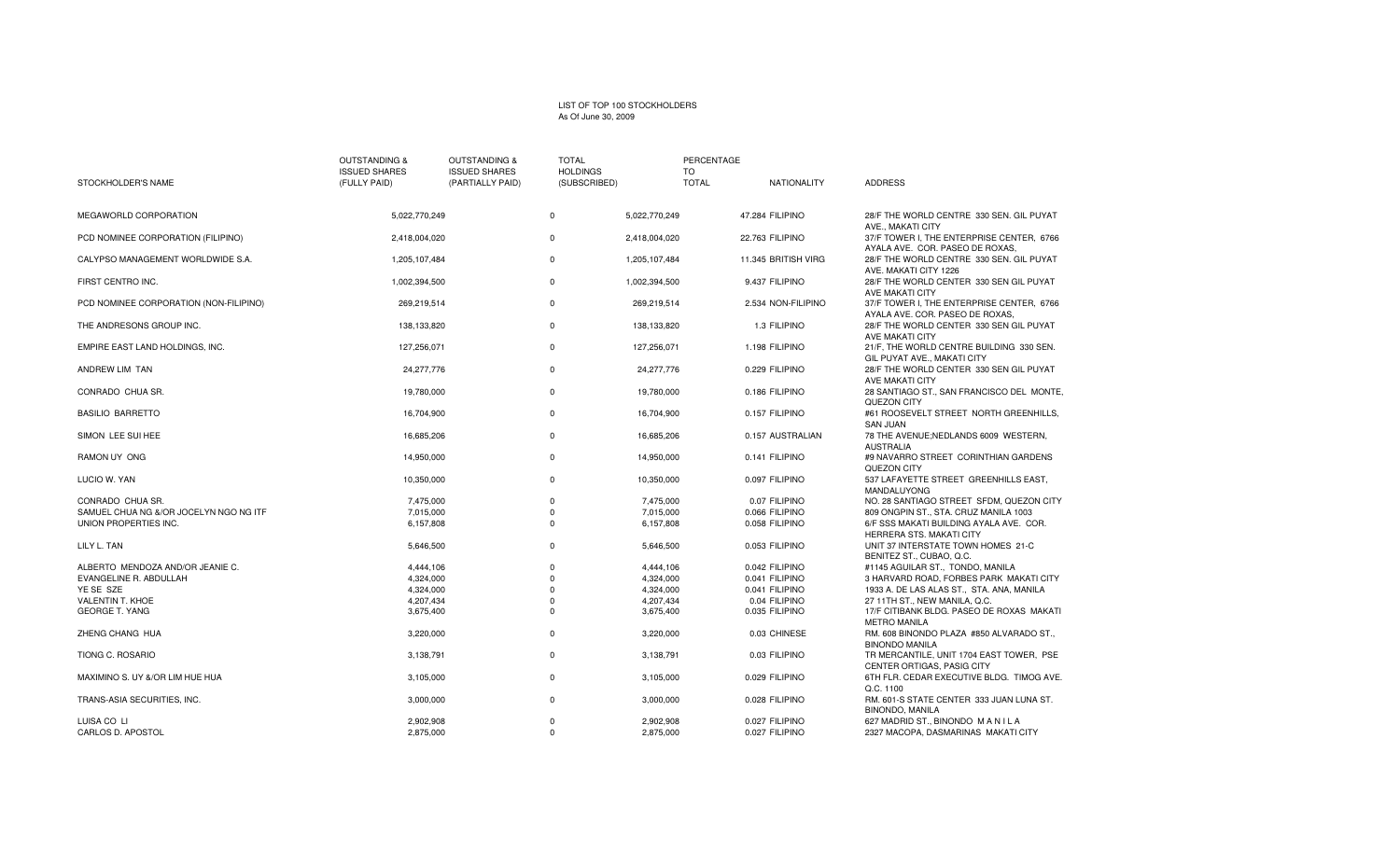LIST OF TOP 100 STOCKHOLDERS
As Of June 30, 2009

| STOCKHOLDER'S NAME | OUTSTANDING & ISSUED SHARES (FULLY PAID) | OUTSTANDING & ISSUED SHARES (PARTIALLY PAID) | TOTAL HOLDINGS (SUBSCRIBED) | PERCENTAGE TO TOTAL | NATIONALITY | ADDRESS |
|---|---|---|---|---|---|---|
| MEGAWORLD CORPORATION | 5,022,770,249 | 0 | 5,022,770,249 | 47.284 | FILIPINO | 28/F THE WORLD CENTRE 330 SEN. GIL PUYAT AVE., MAKATI CITY |
| PCD NOMINEE CORPORATION (FILIPINO) | 2,418,004,020 | 0 | 2,418,004,020 | 22.763 | FILIPINO | 37/F TOWER I, THE ENTERPRISE CENTER, 6766 AYALA AVE. COR. PASEO DE ROXAS, |
| CALYPSO MANAGEMENT WORLDWIDE S.A. | 1,205,107,484 | 0 | 1,205,107,484 | 11.345 | BRITISH VIRG | 28/F THE WORLD CENTRE 330 SEN. GIL PUYAT AVE. MAKATI CITY 1226 |
| FIRST CENTRO INC. | 1,002,394,500 | 0 | 1,002,394,500 | 9.437 | FILIPINO | 28/F THE WORLD CENTER 330 SEN GIL PUYAT AVE MAKATI CITY |
| PCD NOMINEE CORPORATION (NON-FILIPINO) | 269,219,514 | 0 | 269,219,514 | 2.534 | NON-FILIPINO | 37/F TOWER I, THE ENTERPRISE CENTER, 6766 AYALA AVE. COR. PASEO DE ROXAS, |
| THE ANDRESONS GROUP INC. | 138,133,820 | 0 | 138,133,820 | 1.3 | FILIPINO | 28/F THE WORLD CENTER 330 SEN GIL PUYAT AVE MAKATI CITY |
| EMPIRE EAST LAND HOLDINGS, INC. | 127,256,071 | 0 | 127,256,071 | 1.198 | FILIPINO | 21/F, THE WORLD CENTRE BUILDING 330 SEN. GIL PUYAT AVE., MAKATI CITY |
| ANDREW LIM TAN | 24,277,776 | 0 | 24,277,776 | 0.229 | FILIPINO | 28/F THE WORLD CENTER 330 SEN GIL PUYAT AVE MAKATI CITY |
| CONRADO CHUA SR. | 19,780,000 | 0 | 19,780,000 | 0.186 | FILIPINO | 28 SANTIAGO ST., SAN FRANCISCO DEL MONTE, QUEZON CITY |
| BASILIO BARRETTO | 16,704,900 | 0 | 16,704,900 | 0.157 | FILIPINO | #61 ROOSEVELT STREET NORTH GREENHILLS, SAN JUAN |
| SIMON LEE SUI HEE | 16,685,206 | 0 | 16,685,206 | 0.157 | AUSTRALIAN | 78 THE AVENUE;NEDLANDS 6009 WESTERN, AUSTRALIA |
| RAMON UY ONG | 14,950,000 | 0 | 14,950,000 | 0.141 | FILIPINO | #9 NAVARRO STREET CORINTHIAN GARDENS QUEZON CITY |
| LUCIO W. YAN | 10,350,000 | 0 | 10,350,000 | 0.097 | FILIPINO | 537 LAFAYETTE STREET GREENHILLS EAST, MANDALUYONG |
| CONRADO CHUA SR. | 7,475,000 | 0 | 7,475,000 | 0.07 | FILIPINO | NO. 28 SANTIAGO STREET SFDM, QUEZON CITY |
| SAMUEL CHUA NG &/OR JOCELYN NGO NG ITF | 7,015,000 | 0 | 7,015,000 | 0.066 | FILIPINO | 809 ONGPIN ST., STA. CRUZ MANILA 1003 |
| UNION PROPERTIES INC. | 6,157,808 | 0 | 6,157,808 | 0.058 | FILIPINO | 6/F SSS MAKATI BUILDING AYALA AVE. COR. HERRERA STS. MAKATI CITY |
| LILY L. TAN | 5,646,500 | 0 | 5,646,500 | 0.053 | FILIPINO | UNIT 37 INTERSTATE TOWN HOMES 21-C BENITEZ ST., CUBAO, Q.C. |
| ALBERTO MENDOZA AND/OR JEANIE C. | 4,444,106 | 0 | 4,444,106 | 0.042 | FILIPINO | #1145 AGUILAR ST., TONDO, MANILA |
| EVANGELINE R. ABDULLAH | 4,324,000 | 0 | 4,324,000 | 0.041 | FILIPINO | 3 HARVARD ROAD, FORBES PARK MAKATI CITY |
| YE SE SZE | 4,324,000 | 0 | 4,324,000 | 0.041 | FILIPINO | 1933 A. DE LAS ALAS ST., STA. ANA, MANILA |
| VALENTIN T. KHOE | 4,207,434 | 0 | 4,207,434 | 0.04 | FILIPINO | 27 11TH ST., NEW MANILA, Q.C. |
| GEORGE T. YANG | 3,675,400 | 0 | 3,675,400 | 0.035 | FILIPINO | 17/F CITIBANK BLDG. PASEO DE ROXAS MAKATI METRO MANILA |
| ZHENG CHANG HUA | 3,220,000 | 0 | 3,220,000 | 0.03 | CHINESE | RM. 608 BINONDO PLAZA #850 ALVARADO ST., BINONDO MANILA |
| TIONG C. ROSARIO | 3,138,791 | 0 | 3,138,791 | 0.03 | FILIPINO | TR MERCANTILE, UNIT 1704 EAST TOWER, PSE CENTER ORTIGAS, PASIG CITY |
| MAXIMINO S. UY &/OR LIM HUE HUA | 3,105,000 | 0 | 3,105,000 | 0.029 | FILIPINO | 6TH FLR. CEDAR EXECUTIVE BLDG. TIMOG AVE. Q.C. 1100 |
| TRANS-ASIA SECURITIES, INC. | 3,000,000 | 0 | 3,000,000 | 0.028 | FILIPINO | RM. 601-S STATE CENTER 333 JUAN LUNA ST. BINONDO, MANILA |
| LUISA CO LI | 2,902,908 | 0 | 2,902,908 | 0.027 | FILIPINO | 627 MADRID ST., BINONDO M A N I L A |
| CARLOS D. APOSTOL | 2,875,000 | 0 | 2,875,000 | 0.027 | FILIPINO | 2327 MACOPA, DASMARINAS MAKATI CITY |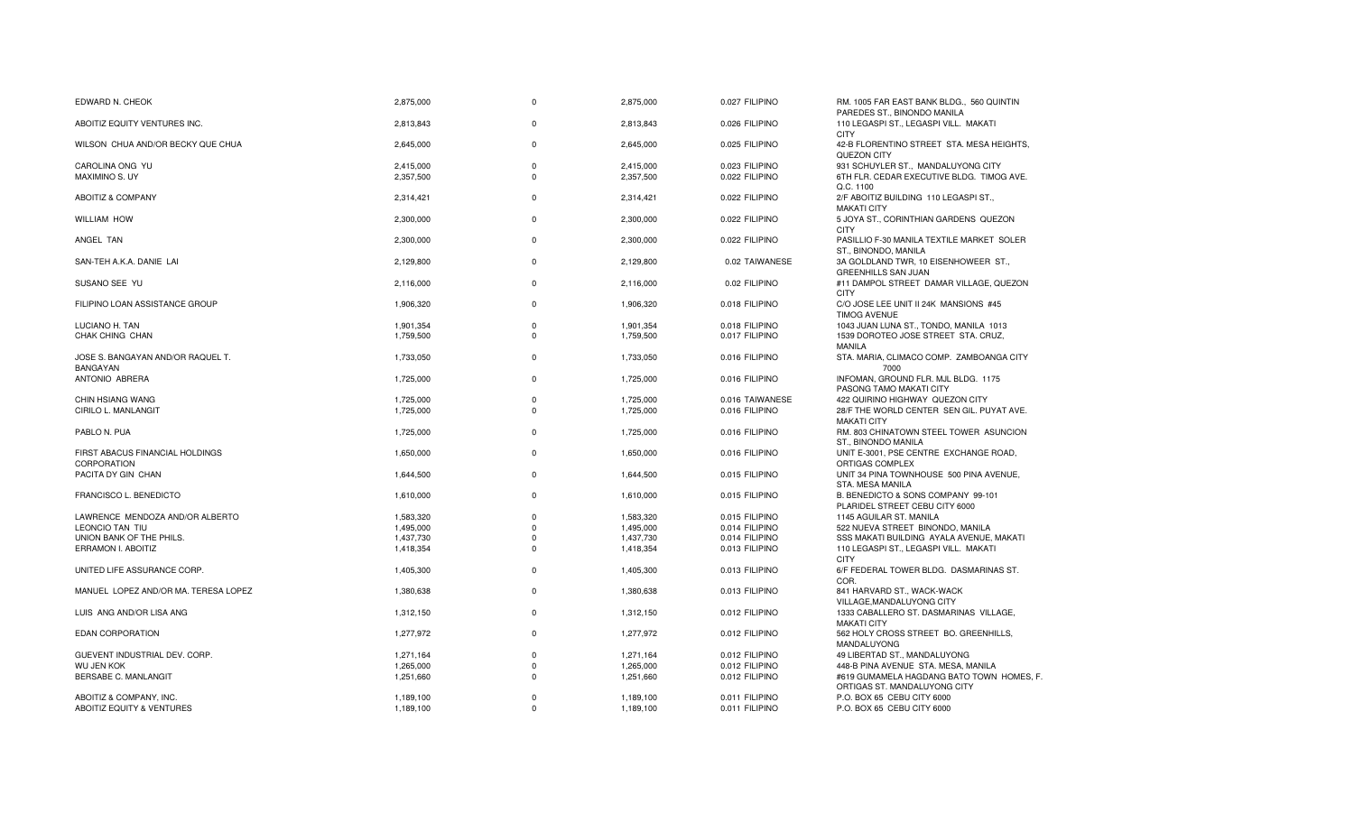| | | | | | |
|---|---|---|---|---|---|
| EDWARD N. CHEOK | 2,875,000 | 0 | 2,875,000 | 0.027 FILIPINO | RM. 1005 FAR EAST BANK BLDG., 560 QUINTIN PAREDES ST., BINONDO MANILA |
| ABOITIZ EQUITY VENTURES INC. | 2,813,843 | 0 | 2,813,843 | 0.026 FILIPINO | 110 LEGASPI ST., LEGASPI VILL. MAKATI CITY |
| WILSON CHUA AND/OR BECKY QUE CHUA | 2,645,000 | 0 | 2,645,000 | 0.025 FILIPINO | 42-B FLORENTINO STREET STA. MESA HEIGHTS, QUEZON CITY |
| CAROLINA ONG YU | 2,415,000 | 0 | 2,415,000 | 0.023 FILIPINO | 931 SCHUYLER ST., MANDALUYONG CITY |
| MAXIMINO S. UY | 2,357,500 | 0 | 2,357,500 | 0.022 FILIPINO | 6TH FLR. CEDAR EXECUTIVE BLDG. TIMOG AVE. Q.C. 1100 |
| ABOITIZ & COMPANY | 2,314,421 | 0 | 2,314,421 | 0.022 FILIPINO | 2/F ABOITIZ BUILDING 110 LEGASPI ST., MAKATI CITY |
| WILLIAM HOW | 2,300,000 | 0 | 2,300,000 | 0.022 FILIPINO | 5 JOYA ST., CORINTHIAN GARDENS QUEZON CITY |
| ANGEL TAN | 2,300,000 | 0 | 2,300,000 | 0.022 FILIPINO | PASILLIO F-30 MANILA TEXTILE MARKET SOLER ST., BINONDO, MANILA |
| SAN-TEH A.K.A. DANIE LAI | 2,129,800 | 0 | 2,129,800 | 0.02 TAIWANESE | 3A GOLDLAND TWR, 10 EISENHOWEER ST., GREENHILLS SAN JUAN |
| SUSANO SEE YU | 2,116,000 | 0 | 2,116,000 | 0.02 FILIPINO | #11 DAMPOL STREET DAMAR VILLAGE, QUEZON CITY |
| FILIPINO LOAN ASSISTANCE GROUP | 1,906,320 | 0 | 1,906,320 | 0.018 FILIPINO | C/O JOSE LEE UNIT II 24K MANSIONS #45 TIMOG AVENUE |
| LUCIANO H. TAN | 1,901,354 | 0 | 1,901,354 | 0.018 FILIPINO | 1043 JUAN LUNA ST., TONDO, MANILA 1013 |
| CHAK CHING CHAN | 1,759,500 | 0 | 1,759,500 | 0.017 FILIPINO | 1539 DOROTEO JOSE STREET STA. CRUZ, MANILA |
| JOSE S. BANGAYAN AND/OR RAQUEL T. BANGAYAN | 1,733,050 | 0 | 1,733,050 | 0.016 FILIPINO | STA. MARIA, CLIMACO COMP. ZAMBOANGA CITY 7000 |
| ANTONIO ABRERA | 1,725,000 | 0 | 1,725,000 | 0.016 FILIPINO | INFOMAN, GROUND FLR. MJL BLDG. 1175 PASONG TAMO MAKATI CITY |
| CHIN HSIANG WANG | 1,725,000 | 0 | 1,725,000 | 0.016 TAIWANESE | 422 QUIRINO HIGHWAY QUEZON CITY |
| CIRILO L. MANLANGIT | 1,725,000 | 0 | 1,725,000 | 0.016 FILIPINO | 28/F THE WORLD CENTER SEN GIL. PUYAT AVE. MAKATI CITY |
| PABLO N. PUA | 1,725,000 | 0 | 1,725,000 | 0.016 FILIPINO | RM. 803 CHINATOWN STEEL TOWER ASUNCION ST., BINONDO MANILA |
| FIRST ABACUS FINANCIAL HOLDINGS CORPORATION | 1,650,000 | 0 | 1,650,000 | 0.016 FILIPINO | UNIT E-3001, PSE CENTRE EXCHANGE ROAD, ORTIGAS COMPLEX |
| PACITA DY GIN CHAN | 1,644,500 | 0 | 1,644,500 | 0.015 FILIPINO | UNIT 34 PINA TOWNHOUSE 500 PINA AVENUE, STA. MESA MANILA |
| FRANCISCO L. BENEDICTO | 1,610,000 | 0 | 1,610,000 | 0.015 FILIPINO | B. BENEDICTO & SONS COMPANY 99-101 PLARIDEL STREET CEBU CITY 6000 |
| LAWRENCE MENDOZA AND/OR ALBERTO | 1,583,320 | 0 | 1,583,320 | 0.015 FILIPINO | 1145 AGUILAR ST. MANILA |
| LEONCIO TAN TIU | 1,495,000 | 0 | 1,495,000 | 0.014 FILIPINO | 522 NUEVA STREET BINONDO, MANILA |
| UNION BANK OF THE PHILS. | 1,437,730 | 0 | 1,437,730 | 0.014 FILIPINO | SSS MAKATI BUILDING AYALA AVENUE, MAKATI |
| ERRAMON I. ABOITIZ | 1,418,354 | 0 | 1,418,354 | 0.013 FILIPINO | 110 LEGASPI ST., LEGASPI VILL. MAKATI CITY |
| UNITED LIFE ASSURANCE CORP. | 1,405,300 | 0 | 1,405,300 | 0.013 FILIPINO | 6/F FEDERAL TOWER BLDG. DASMARINAS ST. COR. |
| MANUEL LOPEZ AND/OR MA. TERESA LOPEZ | 1,380,638 | 0 | 1,380,638 | 0.013 FILIPINO | 841 HARVARD ST., WACK-WACK VILLAGE,MANDALUYONG CITY |
| LUIS ANG AND/OR LISA ANG | 1,312,150 | 0 | 1,312,150 | 0.012 FILIPINO | 1333 CABALLERO ST. DASMARINAS VILLAGE, MAKATI CITY |
| EDAN CORPORATION | 1,277,972 | 0 | 1,277,972 | 0.012 FILIPINO | 562 HOLY CROSS STREET BO. GREENHILLS, MANDALUYONG |
| GUEVENT INDUSTRIAL DEV. CORP. | 1,271,164 | 0 | 1,271,164 | 0.012 FILIPINO | 49 LIBERTAD ST., MANDALUYONG |
| WU JEN KOK | 1,265,000 | 0 | 1,265,000 | 0.012 FILIPINO | 448-B PINA AVENUE STA. MESA, MANILA |
| BERSABE C. MANLANGIT | 1,251,660 | 0 | 1,251,660 | 0.012 FILIPINO | #619 GUMAMELA HAGDANG BATO TOWN HOMES, F. ORTIGAS ST. MANDALUYONG CITY |
| ABOITIZ & COMPANY, INC. | 1,189,100 | 0 | 1,189,100 | 0.011 FILIPINO | P.O. BOX 65 CEBU CITY 6000 |
| ABOITIZ EQUITY & VENTURES | 1,189,100 | 0 | 1,189,100 | 0.011 FILIPINO | P.O. BOX 65 CEBU CITY 6000 |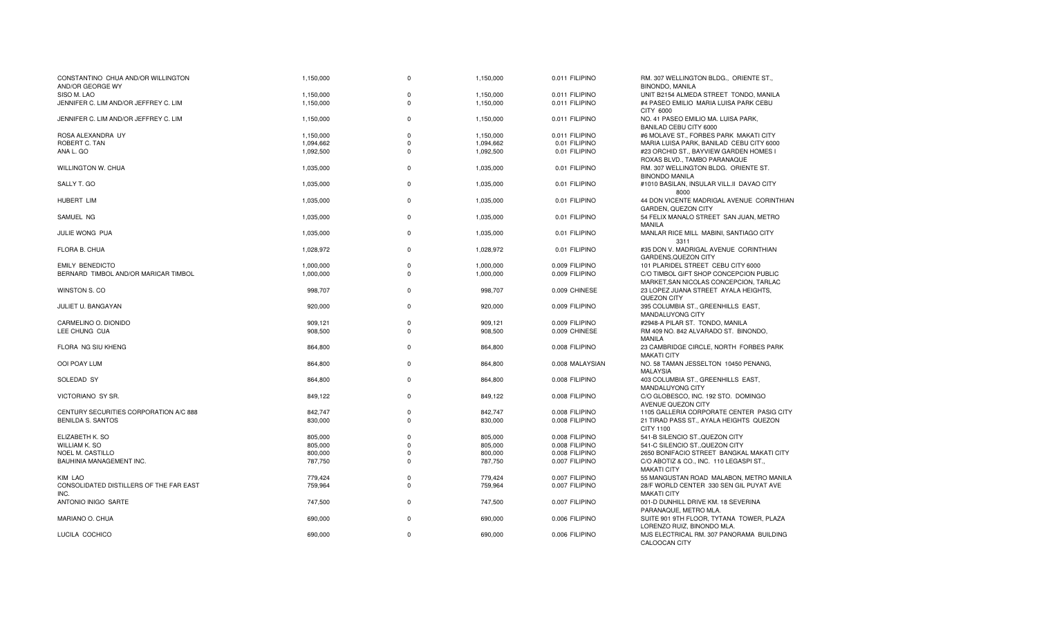| | | | | | |
|---|---|---|---|---|---|
| CONSTANTINO CHUA AND/OR WILLINGTON AND/OR GEORGE WY | 1,150,000 | 0 | 1,150,000 | 0.011 FILIPINO | RM. 307 WELLINGTON BLDG., ORIENTE ST., BINONDO, MANILA |
| SISO M. LAO | 1,150,000 | 0 | 1,150,000 | 0.011 FILIPINO | UNIT B2154 ALMEDA STREET TONDO, MANILA |
| JENNIFER C. LIM AND/OR JEFFREY C. LIM | 1,150,000 | 0 | 1,150,000 | 0.011 FILIPINO | #4 PASEO EMILIO MARIA LUISA PARK CEBU CITY 6000 |
| JENNIFER C. LIM AND/OR JEFFREY C. LIM | 1,150,000 | 0 | 1,150,000 | 0.011 FILIPINO | NO. 41 PASEO EMILIO MA. LUISA PARK, BANILAD CEBU CITY 6000 |
| ROSA ALEXANDRA UY | 1,150,000 | 0 | 1,150,000 | 0.011 FILIPINO | #6 MOLAVE ST., FORBES PARK MAKATI CITY |
| ROBERT C. TAN | 1,094,662 | 0 | 1,094,662 | 0.01 FILIPINO | MARIA LUISA PARK, BANILAD CEBU CITY 6000 |
| ANA L. GO | 1,092,500 | 0 | 1,092,500 | 0.01 FILIPINO | #23 ORCHID ST., BAYVIEW GARDEN HOMES I ROXAS BLVD., TAMBO PARANAQUE |
| WILLINGTON W. CHUA | 1,035,000 | 0 | 1,035,000 | 0.01 FILIPINO | RM. 307 WELLINGTON BLDG. ORIENTE ST. BINONDO MANILA |
| SALLY T. GO | 1,035,000 | 0 | 1,035,000 | 0.01 FILIPINO | #1010 BASILAN, INSULAR VILL.II DAVAO CITY 8000 |
| HUBERT LIM | 1,035,000 | 0 | 1,035,000 | 0.01 FILIPINO | 44 DON VICENTE MADRIGAL AVENUE CORINTHIAN GARDEN, QUEZON CITY |
| SAMUEL NG | 1,035,000 | 0 | 1,035,000 | 0.01 FILIPINO | 54 FELIX MANALO STREET SAN JUAN, METRO MANILA |
| JULIE WONG PUA | 1,035,000 | 0 | 1,035,000 | 0.01 FILIPINO | MANLAR RICE MILL MABINI, SANTIAGO CITY 3311 |
| FLORA B. CHUA | 1,028,972 | 0 | 1,028,972 | 0.01 FILIPINO | #35 DON V. MADRIGAL AVENUE CORINTHIAN GARDENS,QUEZON CITY |
| EMILY BENEDICTO | 1,000,000 | 0 | 1,000,000 | 0.009 FILIPINO | 101 PLARIDEL STREET CEBU CITY 6000 |
| BERNARD TIMBOL AND/OR MARICAR TIMBOL | 1,000,000 | 0 | 1,000,000 | 0.009 FILIPINO | C/O TIMBOL GIFT SHOP CONCEPCION PUBLIC MARKET,SAN NICOLAS CONCEPCION, TARLAC |
| WINSTON S. CO | 998,707 | 0 | 998,707 | 0.009 CHINESE | 23 LOPEZ JUANA STREET AYALA HEIGHTS, QUEZON CITY |
| JULIET U. BANGAYAN | 920,000 | 0 | 920,000 | 0.009 FILIPINO | 395 COLUMBIA ST., GREENHILLS EAST, MANDALUYONG CITY |
| CARMELINO O. DIONIDO | 909,121 | 0 | 909,121 | 0.009 FILIPINO | #2948-A PILAR ST. TONDO, MANILA |
| LEE CHUNG CUA | 908,500 | 0 | 908,500 | 0.009 CHINESE | RM 409 NO. 842 ALVARADO ST. BINONDO, MANILA |
| FLORA NG SIU KHENG | 864,800 | 0 | 864,800 | 0.008 FILIPINO | 23 CAMBRIDGE CIRCLE, NORTH FORBES PARK MAKATI CITY |
| OOI POAY LUM | 864,800 | 0 | 864,800 | 0.008 MALAYSIAN | NO. 58 TAMAN JESSELTON 10450 PENANG, MALAYSIA |
| SOLEDAD SY | 864,800 | 0 | 864,800 | 0.008 FILIPINO | 403 COLUMBIA ST., GREENHILLS EAST, MANDALUYONG CITY |
| VICTORIANO SY SR. | 849,122 | 0 | 849,122 | 0.008 FILIPINO | C/O GLOBESCO, INC. 192 STO. DOMINGO AVENUE QUEZON CITY |
| CENTURY SECURITIES CORPORATION A/C 888 | 842,747 | 0 | 842,747 | 0.008 FILIPINO | 1105 GALLERIA CORPORATE CENTER PASIG CITY |
| BENILDA S. SANTOS | 830,000 | 0 | 830,000 | 0.008 FILIPINO | 21 TIRAD PASS ST., AYALA HEIGHTS QUEZON CITY 1100 |
| ELIZABETH K. SO | 805,000 | 0 | 805,000 | 0.008 FILIPINO | 541-B SILENCIO ST.,QUEZON CITY |
| WILLIAM K. SO | 805,000 | 0 | 805,000 | 0.008 FILIPINO | 541-C SILENCIO ST.,QUEZON CITY |
| NOEL M. CASTILLO | 800,000 | 0 | 800,000 | 0.008 FILIPINO | 2650 BONIFACIO STREET BANGKAL MAKATI CITY |
| BAUHINIA MANAGEMENT INC. | 787,750 | 0 | 787,750 | 0.007 FILIPINO | C/O ABOTIZ & CO., INC. 110 LEGASPI ST., MAKATI CITY |
| KIM LAO | 779,424 | 0 | 779,424 | 0.007 FILIPINO | 55 MANGUSTAN ROAD MALABON, METRO MANILA |
| CONSOLIDATED DISTILLERS OF THE FAR EAST INC. | 759,964 | 0 | 759,964 | 0.007 FILIPINO | 28/F WORLD CENTER 330 SEN GIL PUYAT AVE MAKATI CITY |
| ANTONIO INIGO SARTE | 747,500 | 0 | 747,500 | 0.007 FILIPINO | 001-D DUNHILL DRIVE KM. 18 SEVERINA PARANAQUE, METRO MLA. |
| MARIANO O. CHUA | 690,000 | 0 | 690,000 | 0.006 FILIPINO | SUITE 901 9TH FLOOR, TYTANA TOWER, PLAZA LORENZO RUIZ, BINONDO MLA. |
| LUCILA COCHICO | 690,000 | 0 | 690,000 | 0.006 FILIPINO | MJS ELECTRICAL RM. 307 PANORAMA BUILDING CALOOCAN CITY |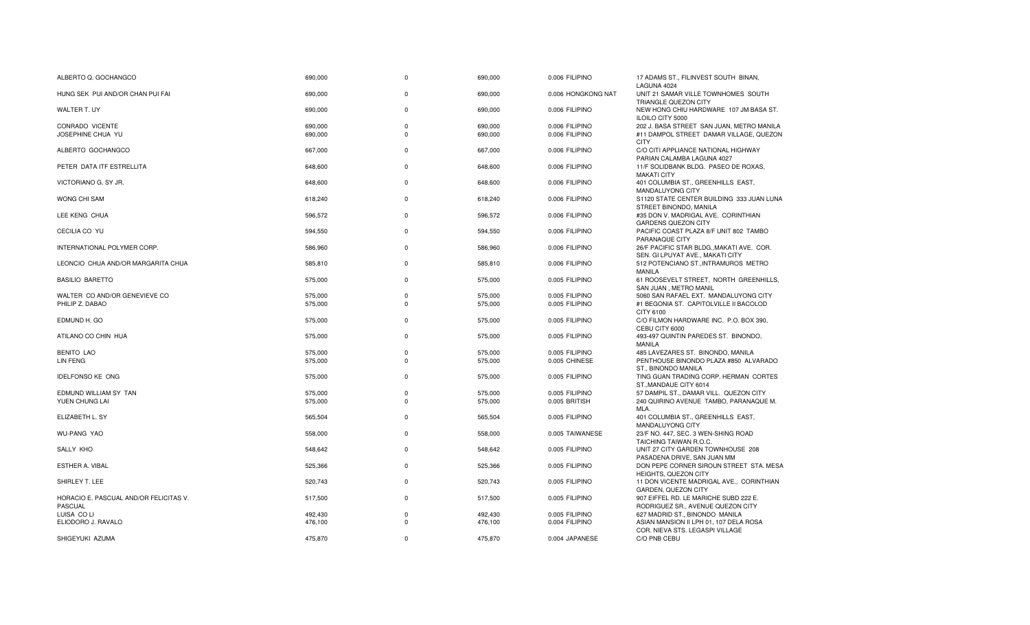| | | | | | |
|---|---|---|---|---|---|
| ALBERTO Q. GOCHANGCO | 690,000 | 0 | 690,000 | 0.006 FILIPINO | 17 ADAMS ST., FILINVEST SOUTH BINAN, LAGUNA 4024 |
| HUNG SEK PUI AND/OR CHAN PUI FAI | 690,000 | 0 | 690,000 | 0.006 HONGKONG NAT | UNIT 21 SAMAR VILLE TOWNHOMES SOUTH TRIANGLE QUEZON CITY |
| WALTER T. UY | 690,000 | 0 | 690,000 | 0.006 FILIPINO | NEW HONG CHIU HARDWARE 107 JM BASA ST. ILOILO CITY 5000 |
| CONRADO VICENTE | 690,000 | 0 | 690,000 | 0.006 FILIPINO | 202 J. BASA STREET SAN JUAN, METRO MANILA |
| JOSEPHINE CHUA YU | 690,000 | 0 | 690,000 | 0.006 FILIPINO | #11 DAMPOL STREET DAMAR VILLAGE, QUEZON CITY |
| ALBERTO GOCHANGCO | 667,000 | 0 | 667,000 | 0.006 FILIPINO | C/O CITI APPLIANCE NATIONAL HIGHWAY PARIAN CALAMBA LAGUNA 4027 |
| PETER DATA ITF ESTRELLITA | 648,600 | 0 | 648,600 | 0.006 FILIPINO | 11/F SOLIDBANK BLDG. PASEO DE ROXAS, MAKATI CITY |
| VICTORIANO G. SY JR. | 648,600 | 0 | 648,600 | 0.006 FILIPINO | 401 COLUMBIA ST., GREENHILLS EAST, MANDALUYONG CITY |
| WONG CHI SAM | 618,240 | 0 | 618,240 | 0.006 FILIPINO | S1120 STATE CENTER BUILDING 333 JUAN LUNA STREET BINONDO, MANILA |
| LEE KENG CHUA | 596,572 | 0 | 596,572 | 0.006 FILIPINO | #35 DON V. MADRIGAL AVE. CORINTHIAN GARDENS QUEZON CITY |
| CECILIA CO YU | 594,550 | 0 | 594,550 | 0.006 FILIPINO | PACIFIC COAST PLAZA 8/F UNIT 802 TAMBO PARANAQUE CITY |
| INTERNATIONAL POLYMER CORP. | 586,960 | 0 | 586,960 | 0.006 FILIPINO | 26/F PACIFIC STAR BLDG.,MAKATI AVE. COR. SEN. GI LPUYAT AVE., MAKATI CITY |
| LEONCIO CHUA AND/OR MARGARITA CHUA | 585,810 | 0 | 585,810 | 0.006 FILIPINO | 512 POTENCIANO ST.,INTRAMUROS METRO MANILA |
| BASILIO BARETTO | 575,000 | 0 | 575,000 | 0.005 FILIPINO | 61 ROOSEVELT STREET, NORTH GREENHILLS, SAN JUAN , METRO MANIL |
| WALTER CO AND/OR GENEVIEVE CO | 575,000 | 0 | 575,000 | 0.005 FILIPINO | 5060 SAN RAFAEL EXT. MANDALUYONG CITY |
| PHILIP Z. DABAO | 575,000 | 0 | 575,000 | 0.005 FILIPINO | #1 BEGONIA ST. CAPITOLVILLE II BACOLOD CITY 6100 |
| EDMUND H. GO | 575,000 | 0 | 575,000 | 0.005 FILIPINO | C/O FILMON HARDWARE INC. P.O. BOX 390, CEBU CITY 6000 |
| ATILANO CO CHIN HUA | 575,000 | 0 | 575,000 | 0.005 FILIPINO | 493-497 QUINTIN PAREDES ST. BINONDO, MANILA |
| BENITO LAO | 575,000 | 0 | 575,000 | 0.005 FILIPINO | 485 LAVEZARES ST. BINONDO, MANILA |
| LIN FENG | 575,000 | 0 | 575,000 | 0.005 CHINESE | PENTHOUSE BINONDO PLAZA #850 ALVARADO ST., BINONDO MANILA |
| IDELFONSO KE ONG | 575,000 | 0 | 575,000 | 0.005 FILIPINO | TING GUAN TRADING CORP. HERMAN CORTES ST.,MANDAUE CITY 6014 |
| EDMUND WILLIAM SY TAN | 575,000 | 0 | 575,000 | 0.005 FILIPINO | 57 DAMPIL ST., DAMAR VILL. QUEZON CITY |
| YUEN CHUNG LAI | 575,000 | 0 | 575,000 | 0.005 BRITISH | 240 QUIRINO AVENUE TAMBO, PARANAQUE M. MLA. |
| ELIZABETH L. SY | 565,504 | 0 | 565,504 | 0.005 FILIPINO | 401 COLUMBIA ST., GREENHILLS EAST, MANDALUYONG CITY |
| WU-PANG YAO | 558,000 | 0 | 558,000 | 0.005 TAIWANESE | 23/F NO. 447, SEC. 3 WEN-SHING ROAD TAICHING TAIWAN R.O.C. |
| SALLY KHO | 548,642 | 0 | 548,642 | 0.005 FILIPINO | UNIT 27 CITY GARDEN TOWNHOUSE 208 PASADENA DRIVE, SAN JUAN MM |
| ESTHER A. VIBAL | 525,366 | 0 | 525,366 | 0.005 FILIPINO | DON PEPE CORNER SIROUN STREET STA. MESA HEIGHTS, QUEZON CITY |
| SHIRLEY T. LEE | 520,743 | 0 | 520,743 | 0.005 FILIPINO | 11 DON VICENTE MADRIGAL AVE., CORINTHIAN GARDEN, QUEZON CITY |
| HORACIO E. PASCUAL AND/OR FELICITAS V. PASCUAL | 517,500 | 0 | 517,500 | 0.005 FILIPINO | 907 EIFFEL RD. LE MARICHE SUBD 222 E. RODRIGUEZ SR., AVENUE QUEZON CITY |
| LUISA CO LI | 492,430 | 0 | 492,430 | 0.005 FILIPINO | 627 MADRID ST., BINONDO MANILA |
| ELIODORO J. RAVALO | 476,100 | 0 | 476,100 | 0.004 FILIPINO | ASIAN MANSION II LPH 01, 107 DELA ROSA COR. NIEVA STS. LEGASPI VILLAGE |
| SHIGEYUKI AZUMA | 475,870 | 0 | 475,870 | 0.004 JAPANESE | C/O PNB CEBU |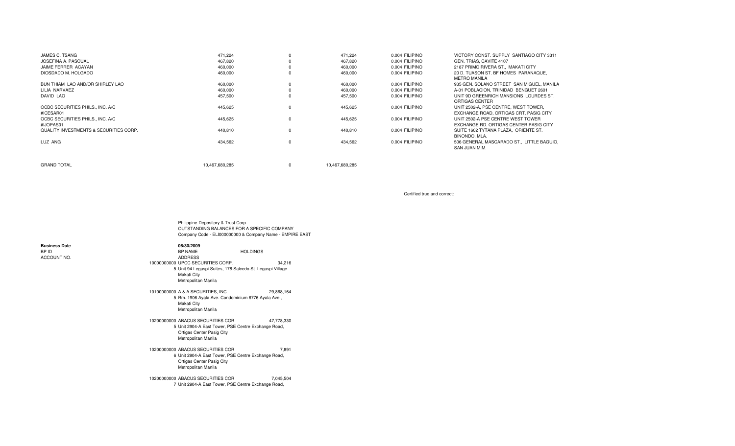| | | | | | |
|---|---|---|---|---|---|
| JAMES C. TSANG | 471,224 | 0 | 471,224 | 0.004 FILIPINO | VICTORY CONST. SUPPLY SANTIAGO CITY 3311 |
| JOSEFINA A. PASCUAL | 467,820 | 0 | 467,820 | 0.004 FILIPINO | GEN. TRIAS, CAVITE 4107 |
| JAIME FERRER ACAYAN | 460,000 | 0 | 460,000 | 0.004 FILIPINO | 2187 PRIMO RIVERA ST., MAKATI CITY |
| DIOSDADO M. HOLGADO | 460,000 | 0 | 460,000 | 0.004 FILIPINO | 20 D. TUASON ST. BF HOMES PARANAQUE, METRO MANILA |
| BUN THIAM LAO AND/OR SHIRLEY LAO | 460,000 | 0 | 460,000 | 0.004 FILIPINO | 935 GEN. SOLANO STREET SAN MIGUEL, MANILA |
| LILIA NARVAEZ | 460,000 | 0 | 460,000 | 0.004 FILIPINO | A-01 POBLACION, TRINIDAD BENGUET 2601 |
| DAVID LAO | 457,500 | 0 | 457,500 | 0.004 FILIPINO | UNIT 9D GREENRICH MANSIONS LOURDES ST. ORTIGAS CENTER |
| OCBC SECURITIES PHILS., INC. A/C #ICESAR01 | 445,625 | 0 | 445,625 | 0.004 FILIPINO | UNIT 2502-A, PSE CENTRE, WEST TOWER, EXCHANGE ROAD, ORTIGAS CRT, PASIG CITY |
| OCBC SECURITIES PHILS., INC. A/C #IJOPAS01 | 445,625 | 0 | 445,625 | 0.004 FILIPINO | UNIT 2502-A PSE CENTRE WEST TOWER EXCHANGE RD. ORTIGAS CENTER PASIG CITY |
| QUALITY INVESTMENTS & SECURITIES CORP. | 440,810 | 0 | 440,810 | 0.004 FILIPINO | SUITE 1602 TYTANA PLAZA, ORIENTE ST. BINONDO, MLA. |
| LUZ ANG | 434,562 | 0 | 434,562 | 0.004 FILIPINO | 506 GENERAL MASCARADO ST., LITTLE BAGUIO, SAN JUAN M.M. |
| GRAND TOTAL | 10,467,680,285 | 0 | 10,467,680,285 | | |

Certified true and correct:

Philippine Depository & Trust Corp.
OUTSTANDING BALANCES FOR A SPECIFIC COMPANY
Company Code - ELI000000000 & Company Name - EMPIRE EAST

**Business Date** 06/30/2009

| BP ID | ACCOUNT NO. | BP NAME / ADDRESS | HOLDINGS |
|---|---|---|---|
| 10000000000 | 5 | UPCC SECURITIES CORP. Unit 94 Legaspi Suites, 178 Salcedo St. Legaspi Village Makati City Metropolitan Manila | 34,216 |
| 10100000000 | 5 | A & A SECURITIES, INC. Rm. 1906 Ayala Ave. Condominium 6776 Ayala Ave., Makati City Metropolitan Manila | 29,868,164 |
| 10200000000 | 5 | ABACUS SECURITIES COR Unit 2904-A East Tower, PSE Centre Exchange Road, Ortigas Center Pasig City Metropolitan Manila | 47,778,330 |
| 10200000000 | 6 | ABACUS SECURITIES COR Unit 2904-A East Tower, PSE Centre Exchange Road, Ortigas Center Pasig City Metropolitan Manila | 7,891 |
| 10200000000 | 7 | ABACUS SECURITIES COR Unit 2904-A East Tower, PSE Centre Exchange Road, | 7,045,504 |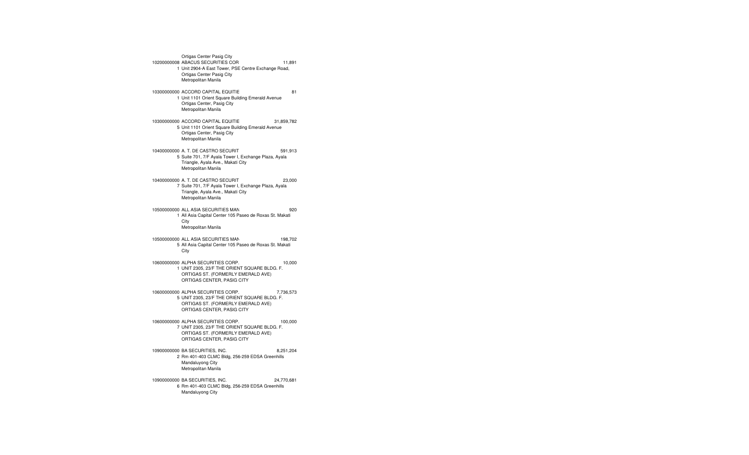Ortigas Center Pasig City

10200000008 ABACUS SECURITIES COR 11,891
1 Unit 2904-A East Tower, PSE Centre Exchange Road,
Ortigas Center Pasig City
Metropolitan Manila

10300000000 ACCORD CAPITAL EQUITIE 81
1 Unit 1101 Orient Square Building Emerald Avenue
Ortigas Center, Pasig City
Metropolitan Manila

10300000000 ACCORD CAPITAL EQUITIE 31,859,782
5 Unit 1101 Orient Square Building Emerald Avenue
Ortigas Center, Pasig City
Metropolitan Manila

10400000000 A. T. DE CASTRO SECURIT 591,913
5 Suite 701, 7/F Ayala Tower I, Exchange Plaza, Ayala
Triangle, Ayala Ave., Makati City
Metropolitan Manila

10400000000 A. T. DE CASTRO SECURIT 23,000
7 Suite 701, 7/F Ayala Tower I, Exchange Plaza, Ayala
Triangle, Ayala Ave., Makati City
Metropolitan Manila

10500000000 ALL ASIA SECURITIES MAN 920
1 All Asia Capital Center 105 Paseo de Roxas St. Makati
City
Metropolitan Manila

10500000000 ALL ASIA SECURITIES MAN 198,702
5 All Asia Capital Center 105 Paseo de Roxas St. Makati
City

10600000000 ALPHA SECURITIES CORP. 10,000
1 UNIT 2305, 23/F THE ORIENT SQUARE BLDG. F.
ORTIGAS ST. (FORMERLY EMERALD AVE)
ORTIGAS CENTER, PASIG CITY

10600000000 ALPHA SECURITIES CORP. 7,736,573
5 UNIT 2305, 23/F THE ORIENT SQUARE BLDG. F.
ORTIGAS ST. (FORMERLY EMERALD AVE)
ORTIGAS CENTER, PASIG CITY

10600000000 ALPHA SECURITIES CORP. 100,000
7 UNIT 2305, 23/F THE ORIENT SQUARE BLDG. F.
ORTIGAS ST. (FORMERLY EMERALD AVE)
ORTIGAS CENTER, PASIG CITY

10900000000 BA SECURITIES, INC. 8,251,204
2 Rm 401-403 CLMC Bldg, 256-259 EDSA Greenhills
Mandaluyong City
Metropolitan Manila

10900000000 BA SECURITIES, INC. 24,770,681
6 Rm 401-403 CLMC Bldg, 256-259 EDSA Greenhills
Mandaluyong City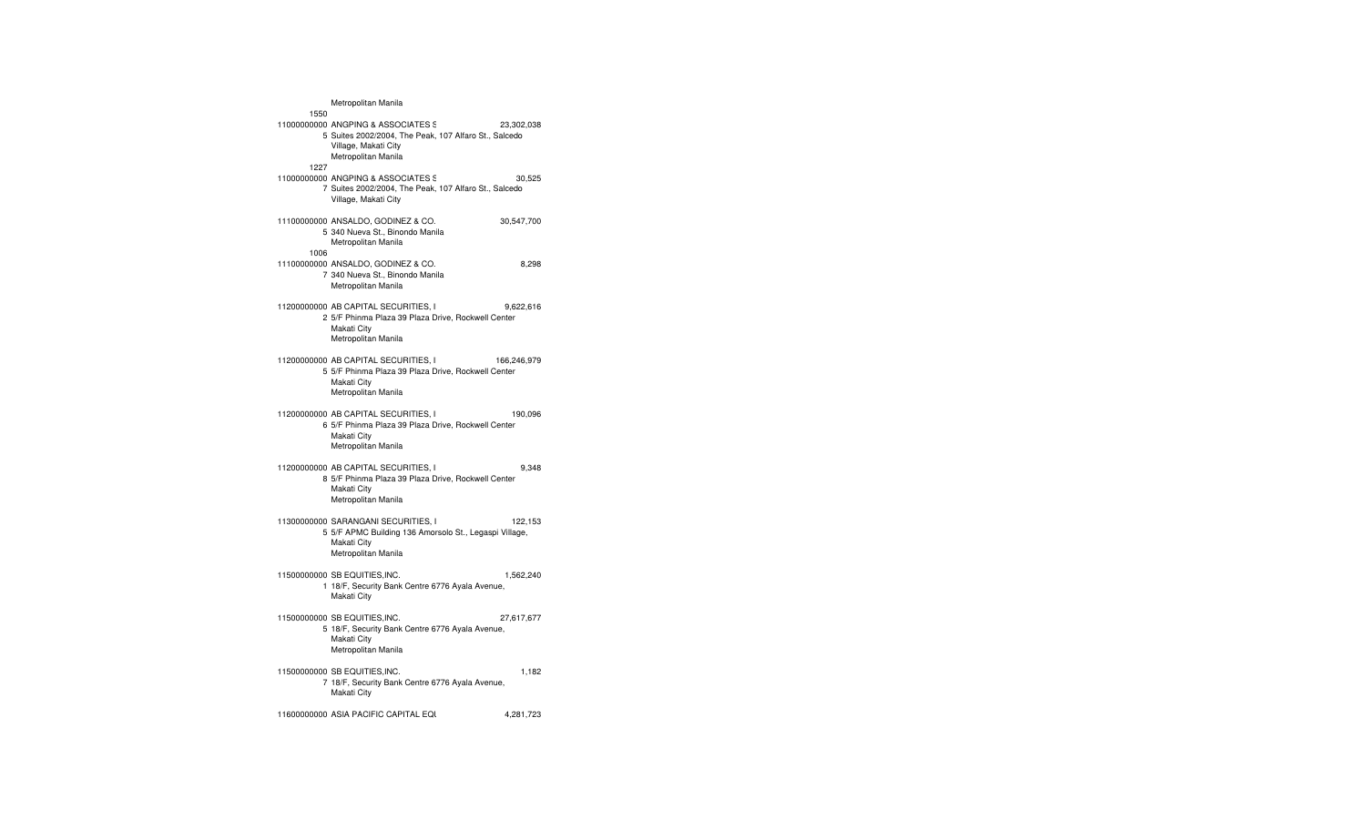Metropolitan Manila

1550

11000000000 ANGPING & ASSOCIATES S 23,302,038
5 Suites 2002/2004, The Peak, 107 Alfaro St., Salcedo
Village, Makati City
Metropolitan Manila

1227

11000000000 ANGPING & ASSOCIATES S 30,525
7 Suites 2002/2004, The Peak, 107 Alfaro St., Salcedo
Village, Makati City

11100000000 ANSALDO, GODINEZ & CO. 30,547,700
5 340 Nueva St., Binondo Manila
Metropolitan Manila

1006

11100000000 ANSALDO, GODINEZ & CO. 8,298
7 340 Nueva St., Binondo Manila
Metropolitan Manila

11200000000 AB CAPITAL SECURITIES, I 9,622,616
2 5/F Phinma Plaza 39 Plaza Drive, Rockwell Center
Makati City
Metropolitan Manila

11200000000 AB CAPITAL SECURITIES, I 166,246,979
5 5/F Phinma Plaza 39 Plaza Drive, Rockwell Center
Makati City
Metropolitan Manila

11200000000 AB CAPITAL SECURITIES, I 190,096
6 5/F Phinma Plaza 39 Plaza Drive, Rockwell Center
Makati City
Metropolitan Manila

11200000000 AB CAPITAL SECURITIES, I 9,348
8 5/F Phinma Plaza 39 Plaza Drive, Rockwell Center
Makati City
Metropolitan Manila

11300000000 SARANGANI SECURITIES, I 122,153
5 5/F APMC Building 136 Amorsolo St., Legaspi Village,
Makati City
Metropolitan Manila

11500000000 SB EQUITIES,INC. 1,562,240
1 18/F, Security Bank Centre 6776 Ayala Avenue,
Makati City

11500000000 SB EQUITIES,INC. 27,617,677
5 18/F, Security Bank Centre 6776 Ayala Avenue,
Makati City
Metropolitan Manila

11500000000 SB EQUITIES,INC. 1,182
7 18/F, Security Bank Centre 6776 Ayala Avenue,
Makati City

11600000000 ASIA PACIFIC CAPITAL EQU 4,281,723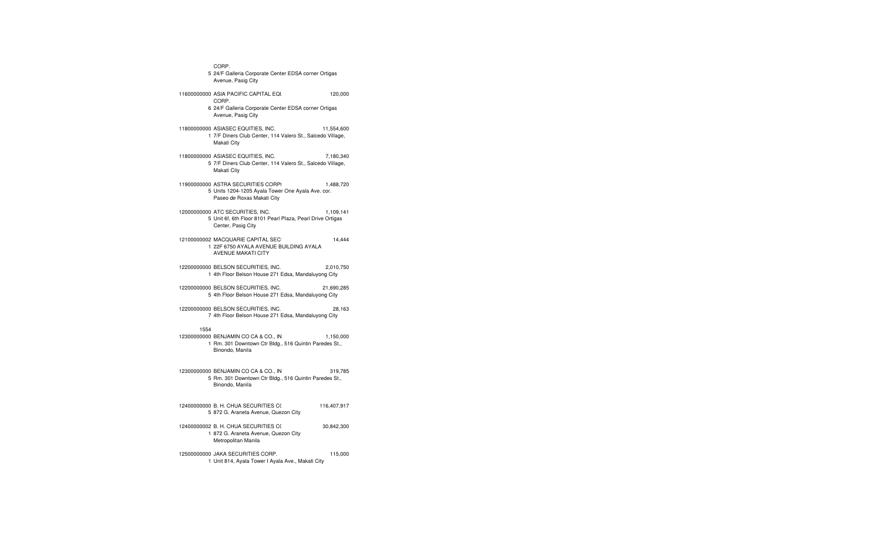| Code | Name | Type | Address | Amount |
|---|---|---|---|---|
| | CORP. | 5 | 24/F Galleria Corporate Center EDSA corner Ortigas Avenue, Pasig City | |
| 11600000000 | ASIA PACIFIC CAPITAL EQU CORP. | 6 | 24/F Galleria Corporate Center EDSA corner Ortigas Avenue, Pasig City | 120,000 |
| 11800000000 | ASIASEC EQUITIES, INC. | 1 | 7/F Diners Club Center, 114 Valero St., Salcedo Village, Makati City | 11,554,600 |
| 11800000000 | ASIASEC EQUITIES, INC. | 5 | 7/F Diners Club Center, 114 Valero St., Salcedo Village, Makati City | 7,180,340 |
| 11900000000 | ASTRA SECURITIES CORP( | 5 | Units 1204-1205 Ayala Tower One Ayala Ave. cor. Paseo de Roxas Makati City | 1,488,720 |
| 12000000000 | ATC SECURITIES, INC. | 5 | Unit 6f, 6th Floor 8101 Pearl Plaza, Pearl Drive Ortigas Center, Pasig City | 1,109,141 |
| 12100000002 | MACQUARIE CAPITAL SEC | 1 | 22F 6750 AYALA AVENUE BUILDING AYALA AVENUE MAKATI CITY | 14,444 |
| 12200000000 | BELSON SECURITIES, INC. | 1 | 4th Floor Belson House 271 Edsa, Mandaluyong City | 2,010,750 |
| 12200000000 | BELSON SECURITIES, INC. | 5 | 4th Floor Belson House 271 Edsa, Mandaluyong City | 21,690,285 |
| 12200000000 | BELSON SECURITIES, INC. | 7 | 4th Floor Belson House 271 Edsa, Mandaluyong City | 28,163 |
| 1554 | | | | |
| 12300000000 | BENJAMIN CO CA & CO., IN | 1 | Rm. 301 Downtown Ctr Bldg., 516 Quintin Paredes St., Binondo, Manila | 1,150,000 |
| 12300000000 | BENJAMIN CO CA & CO., IN | 5 | Rm. 301 Downtown Ctr Bldg., 516 Quintin Paredes St., Binondo, Manila | 319,785 |
| 12400000000 | B. H. CHUA SECURITIES C( | 5 | 872 G. Araneta Avenue, Quezon City | 116,407,917 |
| 12400000002 | B. H. CHUA SECURITIES C( | 1 | 872 G. Araneta Avenue, Quezon City Metropolitan Manila | 30,842,300 |
| 12500000000 | JAKA SECURITIES CORP. | 1 | Unit 814, Ayala Tower I Ayala Ave., Makati City | 115,000 |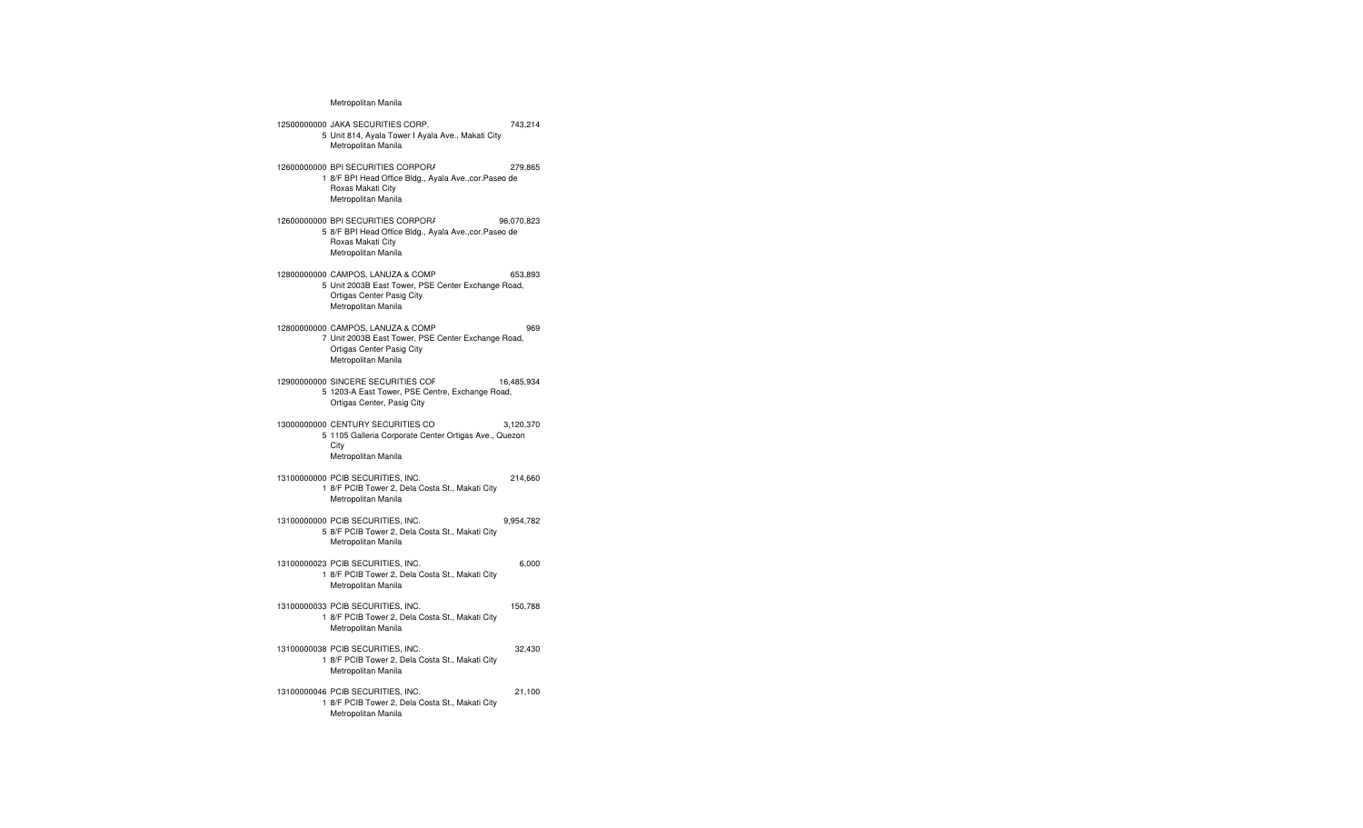Metropolitan Manila

12500000000 JAKA SECURITIES CORP. 743,214
5 Unit 814, Ayala Tower I Ayala Ave., Makati City
Metropolitan Manila

12600000000 BPI SECURITIES CORPORA 279,865
1 8/F BPI Head Office Bldg., Ayala Ave.,cor.Paseo de
Roxas Makati City
Metropolitan Manila

12600000000 BPI SECURITIES CORPORA 96,070,823
5 8/F BPI Head Office Bldg., Ayala Ave.,cor.Paseo de
Roxas Makati City
Metropolitan Manila

12800000000 CAMPOS, LANUZA & COMP 653,893
5 Unit 2003B East Tower, PSE Center Exchange Road,
Ortigas Center Pasig City
Metropolitan Manila

12800000000 CAMPOS, LANUZA & COMP 969
7 Unit 2003B East Tower, PSE Center Exchange Road,
Ortigas Center Pasig City
Metropolitan Manila

12900000000 SINCERE SECURITIES COF 16,485,934
5 1203-A East Tower, PSE Centre, Exchange Road,
Ortigas Center, Pasig City

13000000000 CENTURY SECURITIES CO 3,120,370
5 1105 Galleria Corporate Center Ortigas Ave., Quezon
City
Metropolitan Manila

13100000000 PCIB SECURITIES, INC. 214,660
1 8/F PCIB Tower 2, Dela Costa St., Makati City
Metropolitan Manila

13100000000 PCIB SECURITIES, INC. 9,954,782
5 8/F PCIB Tower 2, Dela Costa St., Makati City
Metropolitan Manila

13100000023 PCIB SECURITIES, INC. 6,000
1 8/F PCIB Tower 2, Dela Costa St., Makati City
Metropolitan Manila

13100000033 PCIB SECURITIES, INC. 150,788
1 8/F PCIB Tower 2, Dela Costa St., Makati City
Metropolitan Manila

13100000038 PCIB SECURITIES, INC. 32,430
1 8/F PCIB Tower 2, Dela Costa St., Makati City
Metropolitan Manila

13100000046 PCIB SECURITIES, INC. 21,100
1 8/F PCIB Tower 2, Dela Costa St., Makati City
Metropolitan Manila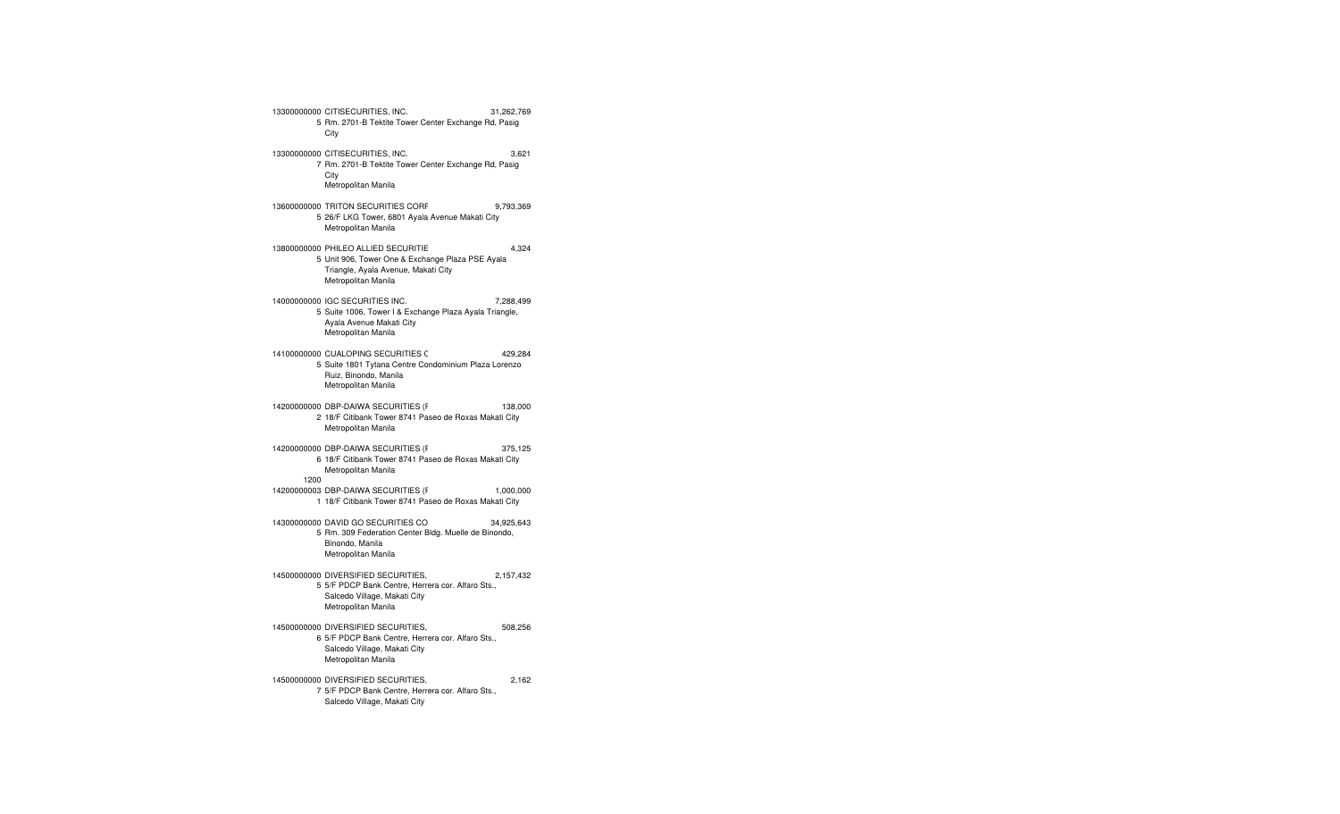13300000000 CITISECURITIES, INC. 31,262,769
5 Rm. 2701-B Tektite Tower Center Exchange Rd, Pasig City

13300000000 CITISECURITIES, INC. 3,621
7 Rm. 2701-B Tektite Tower Center Exchange Rd, Pasig City
Metropolitan Manila

13600000000 TRITON SECURITIES CORF 9,793,369
5 26/F LKG Tower, 6801 Ayala Avenue Makati City
Metropolitan Manila

13800000000 PHILEO ALLIED SECURITIE 4,324
5 Unit 906, Tower One & Exchange Plaza PSE Ayala Triangle, Ayala Avenue, Makati City
Metropolitan Manila

14000000000 IGC SECURITIES INC. 7,288,499
5 Suite 1006, Tower I & Exchange Plaza Ayala Triangle, Ayala Avenue Makati City
Metropolitan Manila

14100000000 CUALOPING SECURITIES C 429,284
5 Suite 1801 Tytana Centre Condominium Plaza Lorenzo Ruiz, Binondo, Manila
Metropolitan Manila

14200000000 DBP-DAIWA SECURITIES (F 138,000
2 18/F Citibank Tower 8741 Paseo de Roxas Makati City
Metropolitan Manila

14200000000 DBP-DAIWA SECURITIES (F 375,125
6 18/F Citibank Tower 8741 Paseo de Roxas Makati City
Metropolitan Manila

1200
14200000003 DBP-DAIWA SECURITIES (F 1,000,000
1 18/F Citibank Tower 8741 Paseo de Roxas Makati City

14300000000 DAVID GO SECURITIES CO 34,925,643
5 Rm. 309 Federation Center Bldg. Muelle de Binondo, Binondo, Manila
Metropolitan Manila

14500000000 DIVERSIFIED SECURITIES, 2,157,432
5 5/F PDCP Bank Centre, Herrera cor. Alfaro Sts., Salcedo Village, Makati City
Metropolitan Manila

14500000000 DIVERSIFIED SECURITIES, 508,256
6 5/F PDCP Bank Centre, Herrera cor. Alfaro Sts., Salcedo Village, Makati City
Metropolitan Manila

14500000000 DIVERSIFIED SECURITIES, 2,162
7 5/F PDCP Bank Centre, Herrera cor. Alfaro Sts., Salcedo Village, Makati City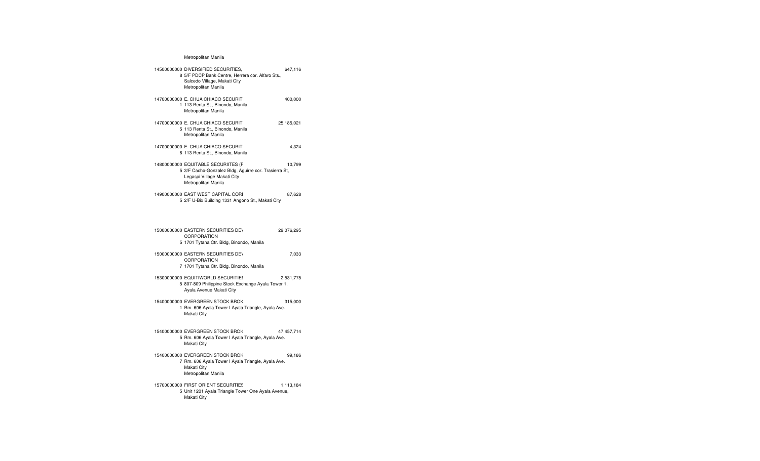Metropolitan Manila

| Code | Name / Address | Amount |
|---|---|---|
| 14500000000 8 | DIVERSIFIED SECURITIES, 5/F PDCP Bank Centre, Herrera cor. Alfaro Sts., Salcedo Village, Makati City Metropolitan Manila | 647,116 |
| 14700000000 1 | E. CHUA CHIACO SECURIT 113 Renta St., Binondo, Manila Metropolitan Manila | 400,000 |
| 14700000000 5 | E. CHUA CHIACO SECURIT 113 Renta St., Binondo, Manila Metropolitan Manila | 25,185,021 |
| 14700000000 6 | E. CHUA CHIACO SECURIT 113 Renta St., Binondo, Manila | 4,324 |
| 14800000000 5 | EQUITABLE SECURIITES (F 3/F Cacho-Gonzalez Bldg, Aguirre cor. Trasierra St, Legaspi Village Makati City Metropolitan Manila | 10,799 |
| 14900000000 5 | EAST WEST CAPITAL CORI 2/F U-Bix Building 1331 Angono St., Makati City | 87,628 |
| 15000000000 5 | EASTERN SECURITIES DEV CORPORATION 1701 Tytana Ctr. Bldg, Binondo, Manila | 29,076,295 |
| 15000000000 7 | EASTERN SECURITIES DEV CORPORATION 1701 Tytana Ctr. Bldg, Binondo, Manila | 7,033 |
| 15300000000 5 | EQUITIWORLD SECURITIES 807-809 Philippine Stock Exchange Ayala Tower 1, Ayala Avenue Makati City | 2,531,775 |
| 15400000000 1 | EVERGREEN STOCK BROK Rm. 606 Ayala Tower I Ayala Triangle, Ayala Ave. Makati City | 315,000 |
| 15400000000 5 | EVERGREEN STOCK BROK Rm. 606 Ayala Tower I Ayala Triangle, Ayala Ave. Makati City | 47,457,714 |
| 15400000000 7 | EVERGREEN STOCK BROK Rm. 606 Ayala Tower I Ayala Triangle, Ayala Ave. Makati City Metropolitan Manila | 99,186 |
| 15700000000 5 | FIRST ORIENT SECURITIES Unit 1201 Ayala Triangle Tower One Ayala Avenue, Makati City | 1,113,184 |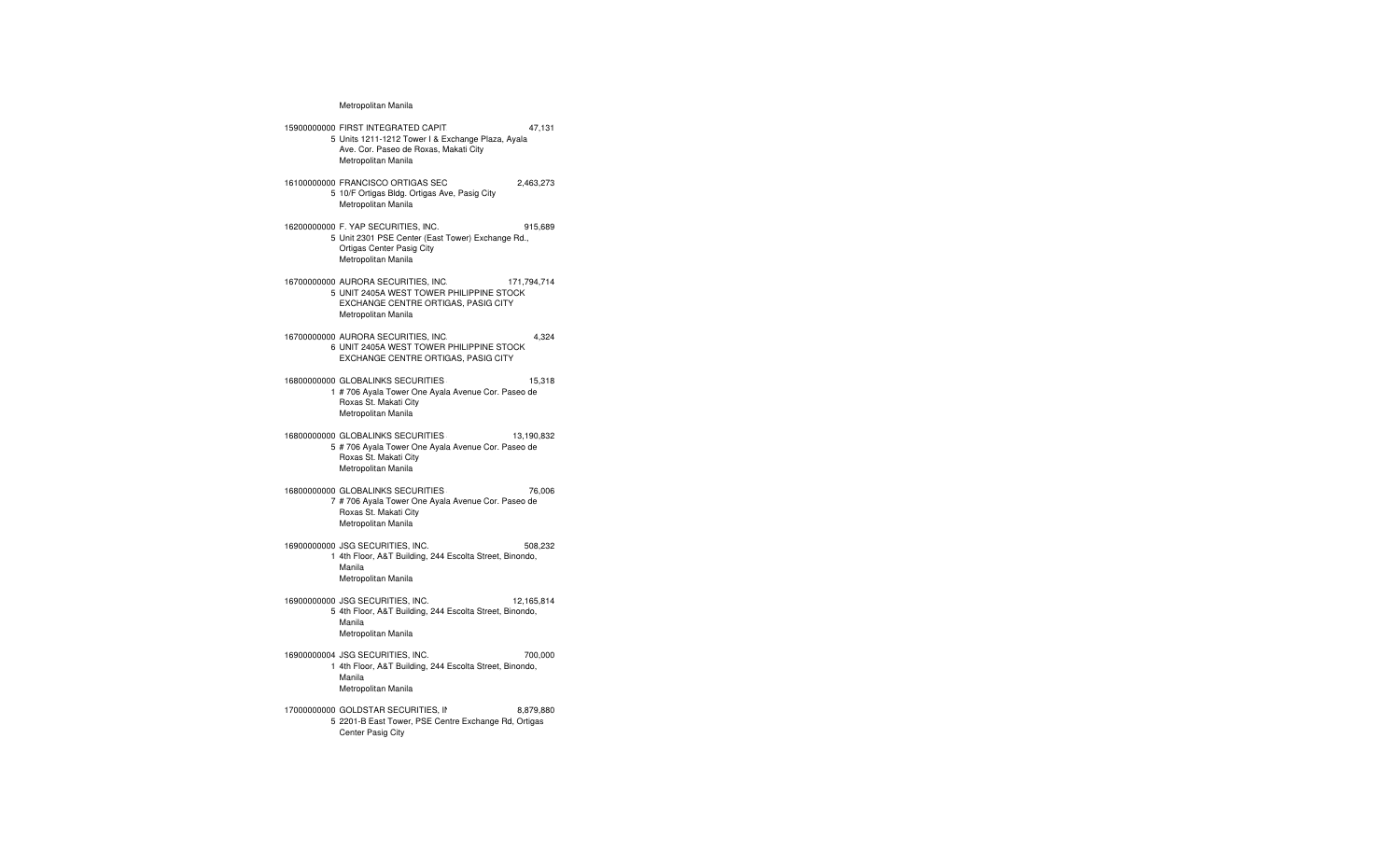Metropolitan Manila

15900000000 FIRST INTEGRATED CAPIT 47,131
5 Units 1211-1212 Tower I & Exchange Plaza, Ayala Ave. Cor. Paseo de Roxas, Makati City
Metropolitan Manila

16100000000 FRANCISCO ORTIGAS SEC 2,463,273
5 10/F Ortigas Bldg. Ortigas Ave, Pasig City
Metropolitan Manila

16200000000 F. YAP SECURITIES, INC. 915,689
5 Unit 2301 PSE Center (East Tower) Exchange Rd., Ortigas Center Pasig City
Metropolitan Manila

16700000000 AURORA SECURITIES, INC. 171,794,714
5 UNIT 2405A WEST TOWER PHILIPPINE STOCK EXCHANGE CENTRE ORTIGAS, PASIG CITY
Metropolitan Manila

16700000000 AURORA SECURITIES, INC. 4,324
6 UNIT 2405A WEST TOWER PHILIPPINE STOCK EXCHANGE CENTRE ORTIGAS, PASIG CITY

16800000000 GLOBALINKS SECURITIES 15,318
1 # 706 Ayala Tower One Ayala Avenue Cor. Paseo de Roxas St. Makati City
Metropolitan Manila

16800000000 GLOBALINKS SECURITIES 13,190,832
5 # 706 Ayala Tower One Ayala Avenue Cor. Paseo de Roxas St. Makati City
Metropolitan Manila

16800000000 GLOBALINKS SECURITIES 76,006
7 # 706 Ayala Tower One Ayala Avenue Cor. Paseo de Roxas St. Makati City
Metropolitan Manila

16900000000 JSG SECURITIES, INC. 508,232
1 4th Floor, A&T Building, 244 Escolta Street, Binondo, Manila
Metropolitan Manila

16900000000 JSG SECURITIES, INC. 12,165,814
5 4th Floor, A&T Building, 244 Escolta Street, Binondo, Manila
Metropolitan Manila

16900000004 JSG SECURITIES, INC. 700,000
1 4th Floor, A&T Building, 244 Escolta Street, Binondo, Manila
Metropolitan Manila

17000000000 GOLDSTAR SECURITIES, IN 8,879,880
5 2201-B East Tower, PSE Centre Exchange Rd, Ortigas Center Pasig City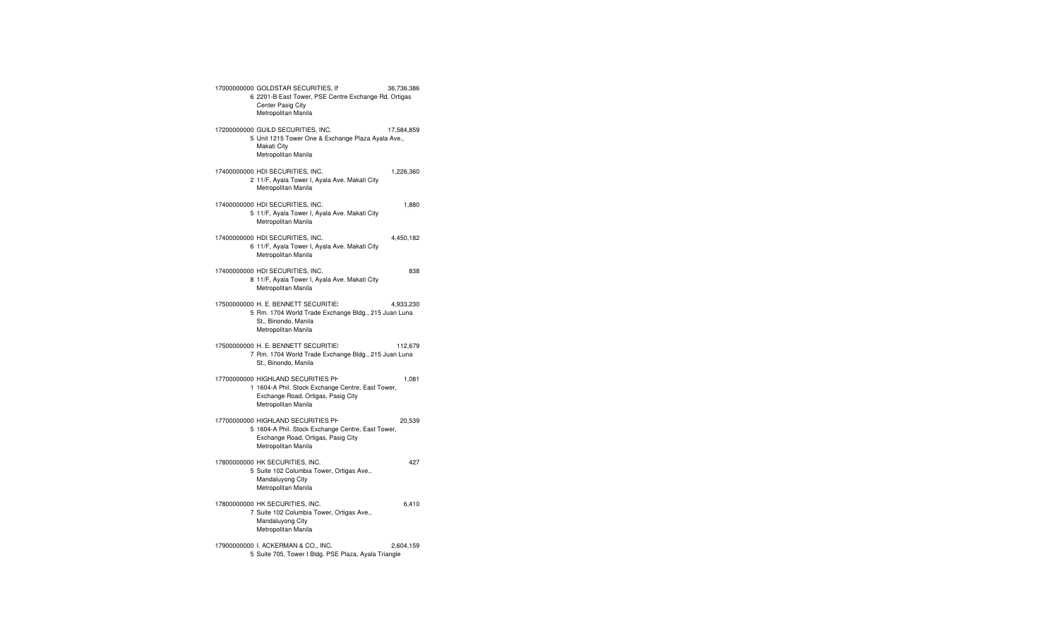17000000000 GOLDSTAR SECURITIES, IN 36,736,386
6 2201-B East Tower, PSE Centre Exchange Rd, Ortigas
Center Pasig City
Metropolitan Manila

17200000000 GUILD SECURITIES, INC. 17,584,859
5 Unit 1215 Tower One & Exchange Plaza Ayala Ave.,
Makati City
Metropolitan Manila

17400000000 HDI SECURITIES, INC. 1,226,360
2 11/F, Ayala Tower I, Ayala Ave. Makati City
Metropolitan Manila

17400000000 HDI SECURITIES, INC. 1,880
5 11/F, Ayala Tower I, Ayala Ave. Makati City
Metropolitan Manila

17400000000 HDI SECURITIES, INC. 4,450,182
6 11/F, Ayala Tower I, Ayala Ave. Makati City
Metropolitan Manila

17400000000 HDI SECURITIES, INC. 838
8 11/F, Ayala Tower I, Ayala Ave. Makati City
Metropolitan Manila

17500000000 H. E. BENNETT SECURITIES 4,933,230
5 Rm. 1704 World Trade Exchange Bldg., 215 Juan Luna
St., Binondo, Manila
Metropolitan Manila

17500000000 H. E. BENNETT SECURITIES 112,679
7 Rm. 1704 World Trade Exchange Bldg., 215 Juan Luna
St., Binondo, Manila

17700000000 HIGHLAND SECURITIES PH 1,081
1 1604-A Phil. Stock Exchange Centre, East Tower,
Exchange Road, Ortigas, Pasig City
Metropolitan Manila

17700000000 HIGHLAND SECURITIES PH 20,539
5 1604-A Phil. Stock Exchange Centre, East Tower,
Exchange Road, Ortigas, Pasig City
Metropolitan Manila

17800000000 HK SECURITIES, INC. 427
5 Suite 102 Columbia Tower, Ortigas Ave.,
Mandaluyong City
Metropolitan Manila

17800000000 HK SECURITIES, INC. 6,410
7 Suite 102 Columbia Tower, Ortigas Ave.,
Mandaluyong City
Metropolitan Manila

17900000000 I. ACKERMAN & CO., INC. 2,604,159
5 Suite 705, Tower I Bldg. PSE Plaza, Ayala Triangle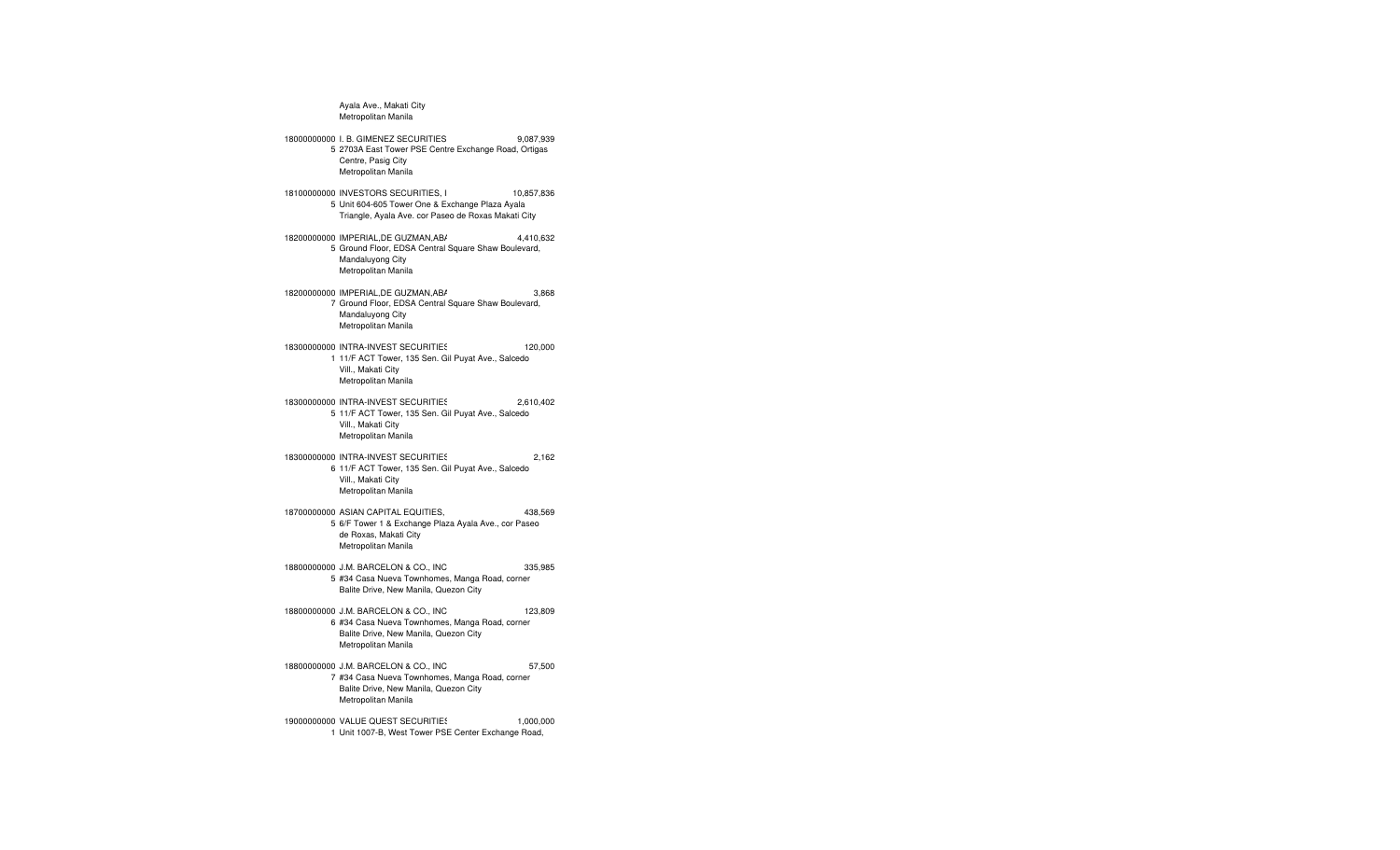Ayala Ave., Makati City
Metropolitan Manila

18000000000 I. B. GIMENEZ SECURITIES 9,087,939
5 2703A East Tower PSE Centre Exchange Road, Ortigas
Centre, Pasig City
Metropolitan Manila

18100000000 INVESTORS SECURITIES, I 10,857,836
5 Unit 604-605 Tower One & Exchange Plaza Ayala
Triangle, Ayala Ave. cor Paseo de Roxas Makati City

18200000000 IMPERIAL,DE GUZMAN,ABA 4,410,632
5 Ground Floor, EDSA Central Square Shaw Boulevard,
Mandaluyong City
Metropolitan Manila

18200000000 IMPERIAL,DE GUZMAN,ABA 3,868
7 Ground Floor, EDSA Central Square Shaw Boulevard,
Mandaluyong City
Metropolitan Manila

18300000000 INTRA-INVEST SECURITIES 120,000
1 11/F ACT Tower, 135 Sen. Gil Puyat Ave., Salcedo
Vill., Makati City
Metropolitan Manila

18300000000 INTRA-INVEST SECURITIES 2,610,402
5 11/F ACT Tower, 135 Sen. Gil Puyat Ave., Salcedo
Vill., Makati City
Metropolitan Manila

18300000000 INTRA-INVEST SECURITIES 2,162
6 11/F ACT Tower, 135 Sen. Gil Puyat Ave., Salcedo
Vill., Makati City
Metropolitan Manila

18700000000 ASIAN CAPITAL EQUITIES, 438,569
5 6/F Tower 1 & Exchange Plaza Ayala Ave., cor Paseo
de Roxas, Makati City
Metropolitan Manila

18800000000 J.M. BARCELON & CO., INC 335,985
5 #34 Casa Nueva Townhomes, Manga Road, corner
Balite Drive, New Manila, Quezon City

18800000000 J.M. BARCELON & CO., INC 123,809
6 #34 Casa Nueva Townhomes, Manga Road, corner
Balite Drive, New Manila, Quezon City
Metropolitan Manila

18800000000 J.M. BARCELON & CO., INC 57,500
7 #34 Casa Nueva Townhomes, Manga Road, corner
Balite Drive, New Manila, Quezon City
Metropolitan Manila

19000000000 VALUE QUEST SECURITIES 1,000,000
1 Unit 1007-B, West Tower PSE Center Exchange Road,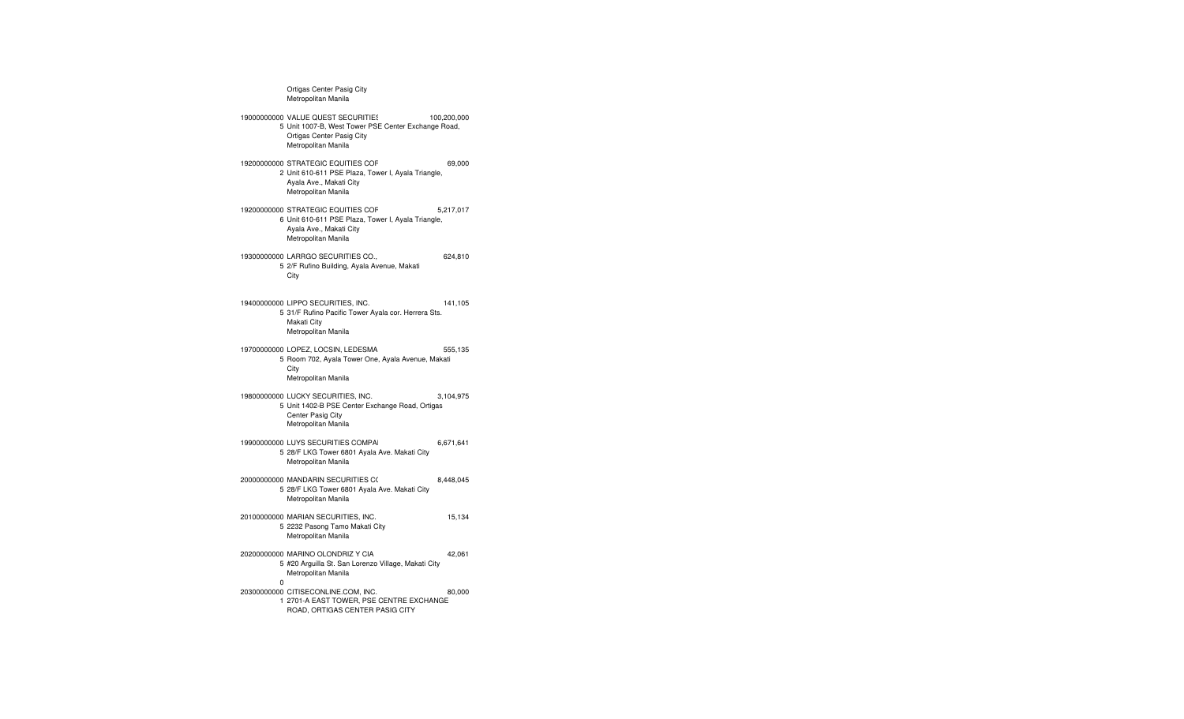Ortigas Center Pasig City
Metropolitan Manila

| | | |
|---|---|---|
| 19000000000 5 | VALUE QUEST SECURITIES<br>Unit 1007-B, West Tower PSE Center Exchange Road, Ortigas Center Pasig City<br>Metropolitan Manila | 100,200,000 |
| 19200000000 2 | STRATEGIC EQUITIES COF<br>Unit 610-611 PSE Plaza, Tower I, Ayala Triangle, Ayala Ave., Makati City<br>Metropolitan Manila | 69,000 |
| 19200000000 6 | STRATEGIC EQUITIES COF<br>Unit 610-611 PSE Plaza, Tower I, Ayala Triangle, Ayala Ave., Makati City<br>Metropolitan Manila | 5,217,017 |
| 19300000000 5 | LARRGO SECURITIES CO.,<br>2/F Rufino Building, Ayala Avenue, Makati City | 624,810 |
| 19400000000 5 | LIPPO SECURITIES, INC.<br>31/F Rufino Pacific Tower Ayala cor. Herrera Sts. Makati City<br>Metropolitan Manila | 141,105 |
| 19700000000 5 | LOPEZ, LOCSIN, LEDESMA<br>Room 702, Ayala Tower One, Ayala Avenue, Makati City<br>Metropolitan Manila | 555,135 |
| 19800000000 5 | LUCKY SECURITIES, INC.<br>Unit 1402-B PSE Center Exchange Road, Ortigas Center Pasig City<br>Metropolitan Manila | 3,104,975 |
| 19900000000 5 | LUYS SECURITIES COMPAI<br>28/F LKG Tower 6801 Ayala Ave. Makati City<br>Metropolitan Manila | 6,671,641 |
| 20000000000 5 | MANDARIN SECURITIES CC<br>28/F LKG Tower 6801 Ayala Ave. Makati City<br>Metropolitan Manila | 8,448,045 |
| 20100000000 5 | MARIAN SECURITIES, INC.<br>2232 Pasong Tamo Makati City<br>Metropolitan Manila | 15,134 |
| 20200000000 5 | MARINO OLONDRIZ Y CIA<br>#20 Arguilla St. San Lorenzo Village, Makati City<br>Metropolitan Manila | 42,061 |
| 0 | | |
| 20300000000 1 | CITISECONLINE.COM, INC.<br>2701-A EAST TOWER, PSE CENTRE EXCHANGE ROAD, ORTIGAS CENTER PASIG CITY | 80,000 |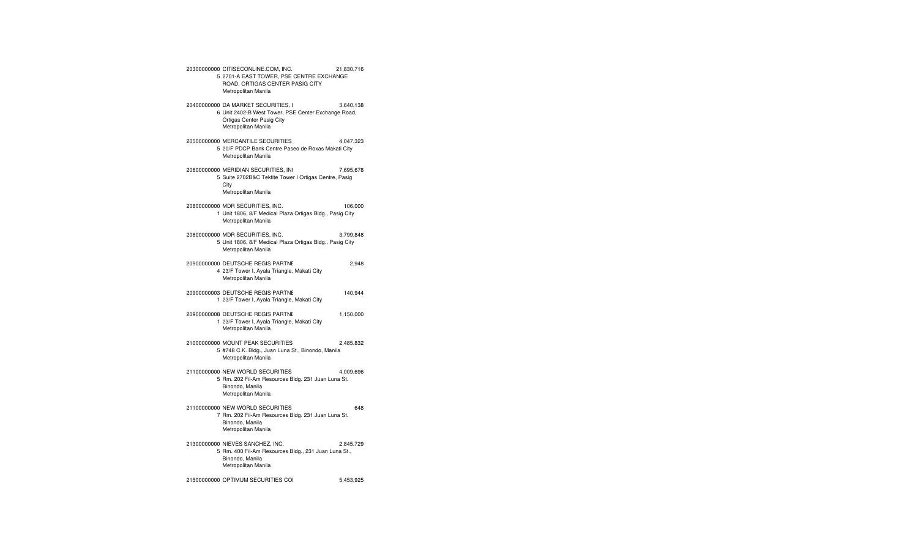| Code | Name / Address | Amount |
| --- | --- | --- |
| 20300000000 | CITISECONLINE.COM, INC.<br>5 2701-A EAST TOWER, PSE CENTRE EXCHANGE ROAD, ORTIGAS CENTER PASIG CITY<br>Metropolitan Manila | 21,830,716 |
| 20400000000 | DA MARKET SECURITIES, I<br>6 Unit 2402-B West Tower, PSE Center Exchange Road, Ortigas Center Pasig City<br>Metropolitan Manila | 3,640,138 |
| 20500000000 | MERCANTILE SECURITIES<br>5 20/F PDCP Bank Centre Paseo de Roxas Makati City<br>Metropolitan Manila | 4,047,323 |
| 20600000000 | MERIDIAN SECURITIES, IN(<br>5 Suite 2702B&C Tektite Tower I Ortigas Centre, Pasig City<br>Metropolitan Manila | 7,695,678 |
| 20800000000 | MDR SECURITIES, INC.<br>1 Unit 1806, 8/F Medical Plaza Ortigas Bldg., Pasig City<br>Metropolitan Manila | 106,000 |
| 20800000000 | MDR SECURITIES, INC.<br>5 Unit 1806, 8/F Medical Plaza Ortigas Bldg., Pasig City<br>Metropolitan Manila | 3,799,848 |
| 20900000000 | DEUTSCHE REGIS PARTNE<br>4 23/F Tower I, Ayala Triangle, Makati City<br>Metropolitan Manila | 2,948 |
| 20900000003 | DEUTSCHE REGIS PARTNE<br>1 23/F Tower I, Ayala Triangle, Makati City | 140,944 |
| 20900000008 | DEUTSCHE REGIS PARTNE<br>1 23/F Tower I, Ayala Triangle, Makati City<br>Metropolitan Manila | 1,150,000 |
| 21000000000 | MOUNT PEAK SECURITIES<br>5 #748 C.K. Bldg., Juan Luna St., Binondo, Manila<br>Metropolitan Manila | 2,485,832 |
| 21100000000 | NEW WORLD SECURITIES<br>5 Rm. 202 Fil-Am Resources Bldg. 231 Juan Luna St. Binondo, Manila<br>Metropolitan Manila | 4,009,696 |
| 21100000000 | NEW WORLD SECURITIES<br>7 Rm. 202 Fil-Am Resources Bldg. 231 Juan Luna St. Binondo, Manila<br>Metropolitan Manila | 648 |
| 21300000000 | NIEVES SANCHEZ, INC.<br>5 Rm. 400 Fil-Am Resources Bldg., 231 Juan Luna St., Binondo, Manila<br>Metropolitan Manila | 2,845,729 |
| 21500000000 | OPTIMUM SECURITIES COI | 5,453,925 |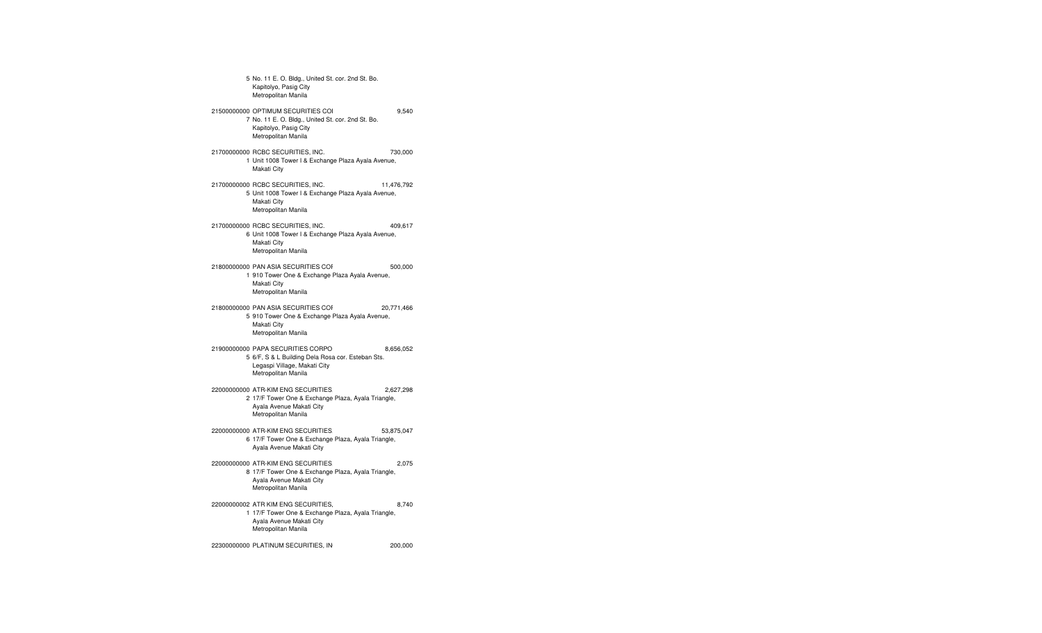5 No. 11 E. O. Bldg., United St. cor. 2nd St. Bo.
Kapitolyo, Pasig City
Metropolitan Manila

21500000000 OPTIMUM SECURITIES COI 9,540
7 No. 11 E. O. Bldg., United St. cor. 2nd St. Bo.
Kapitolyo, Pasig City
Metropolitan Manila

21700000000 RCBC SECURITIES, INC. 730,000
1 Unit 1008 Tower I & Exchange Plaza Ayala Avenue,
Makati City

21700000000 RCBC SECURITIES, INC. 11,476,792
5 Unit 1008 Tower I & Exchange Plaza Ayala Avenue,
Makati City
Metropolitan Manila

21700000000 RCBC SECURITIES, INC. 409,617
6 Unit 1008 Tower I & Exchange Plaza Ayala Avenue,
Makati City
Metropolitan Manila

21800000000 PAN ASIA SECURITIES COI 500,000
1 910 Tower One & Exchange Plaza Ayala Avenue,
Makati City
Metropolitan Manila

21800000000 PAN ASIA SECURITIES COI 20,771,466
5 910 Tower One & Exchange Plaza Ayala Avenue,
Makati City
Metropolitan Manila

21900000000 PAPA SECURITIES CORPO 8,656,052
5 6/F, S & L Building Dela Rosa cor. Esteban Sts.
Legaspi Village, Makati City
Metropolitan Manila

22000000000 ATR-KIM ENG SECURITIES 2,627,298
2 17/F Tower One & Exchange Plaza, Ayala Triangle,
Ayala Avenue Makati City
Metropolitan Manila

22000000000 ATR-KIM ENG SECURITIES 53,875,047
6 17/F Tower One & Exchange Plaza, Ayala Triangle,
Ayala Avenue Makati City

22000000000 ATR-KIM ENG SECURITIES 2,075
8 17/F Tower One & Exchange Plaza, Ayala Triangle,
Ayala Avenue Makati City
Metropolitan Manila

22000000002 ATR KIM ENG SECURITIES, 8,740
1 17/F Tower One & Exchange Plaza, Ayala Triangle,
Ayala Avenue Makati City
Metropolitan Manila

22300000000 PLATINUM SECURITIES, IN 200,000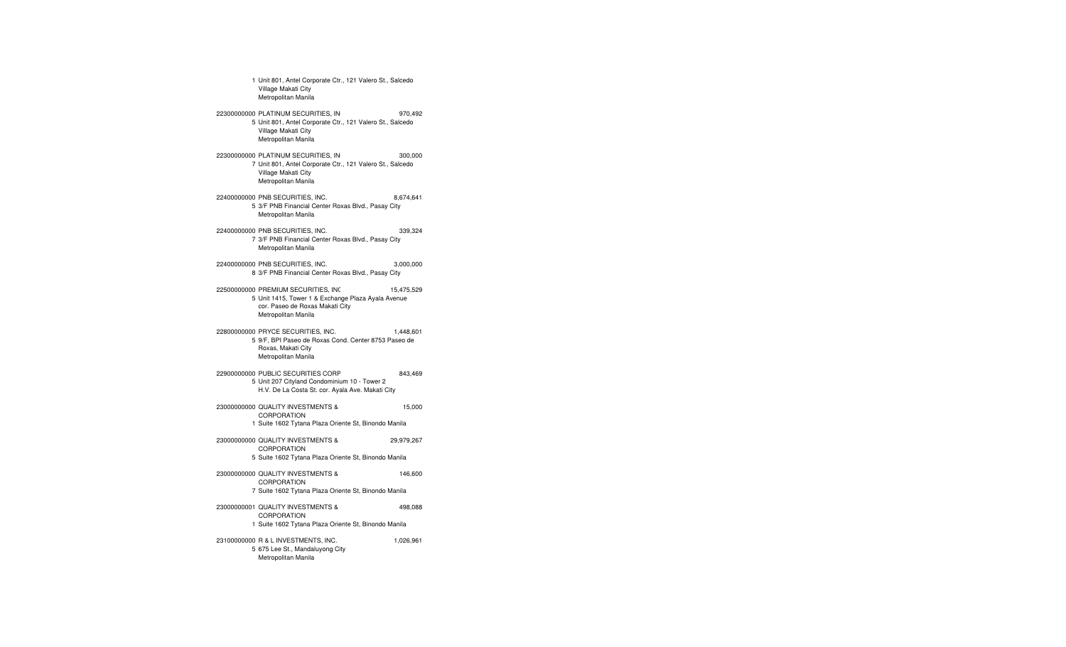| Code | Name / Address | Amount |
|---|---|---|
| | 1 Unit 801, Antel Corporate Ctr., 121 Valero St., Salcedo Village Makati City Metropolitan Manila | |
| 22300000000 | PLATINUM SECURITIES, IN | 970,492 |
| | 5 Unit 801, Antel Corporate Ctr., 121 Valero St., Salcedo Village Makati City Metropolitan Manila | |
| 22300000000 | PLATINUM SECURITIES, IN | 300,000 |
| | 7 Unit 801, Antel Corporate Ctr., 121 Valero St., Salcedo Village Makati City Metropolitan Manila | |
| 22400000000 | PNB SECURITIES, INC. | 8,674,641 |
| | 5 3/F PNB Financial Center Roxas Blvd., Pasay City Metropolitan Manila | |
| 22400000000 | PNB SECURITIES, INC. | 339,324 |
| | 7 3/F PNB Financial Center Roxas Blvd., Pasay City Metropolitan Manila | |
| 22400000000 | PNB SECURITIES, INC. | 3,000,000 |
| | 8 3/F PNB Financial Center Roxas Blvd., Pasay City | |
| 22500000000 | PREMIUM SECURITIES, INC | 15,475,529 |
| | 5 Unit 1415, Tower 1 & Exchange Plaza Ayala Avenue cor. Paseo de Roxas Makati City Metropolitan Manila | |
| 22800000000 | PRYCE SECURITIES, INC. | 1,448,601 |
| | 5 9/F, BPI Paseo de Roxas Cond. Center 8753 Paseo de Roxas, Makati City Metropolitan Manila | |
| 22900000000 | PUBLIC SECURITIES CORP | 843,469 |
| | 5 Unit 207 Cityland Condominium 10 - Tower 2 H.V. De La Costa St. cor. Ayala Ave. Makati City | |
| 23000000000 | QUALITY INVESTMENTS & CORPORATION | 15,000 |
| | 1 Suite 1602 Tytana Plaza Oriente St, Binondo Manila | |
| 23000000000 | QUALITY INVESTMENTS & CORPORATION | 29,979,267 |
| | 5 Suite 1602 Tytana Plaza Oriente St, Binondo Manila | |
| 23000000000 | QUALITY INVESTMENTS & CORPORATION | 146,600 |
| | 7 Suite 1602 Tytana Plaza Oriente St, Binondo Manila | |
| 23000000001 | QUALITY INVESTMENTS & CORPORATION | 498,088 |
| | 1 Suite 1602 Tytana Plaza Oriente St, Binondo Manila | |
| 23100000000 | R & L INVESTMENTS, INC. | 1,026,961 |
| | 5 675 Lee St., Mandaluyong City Metropolitan Manila | |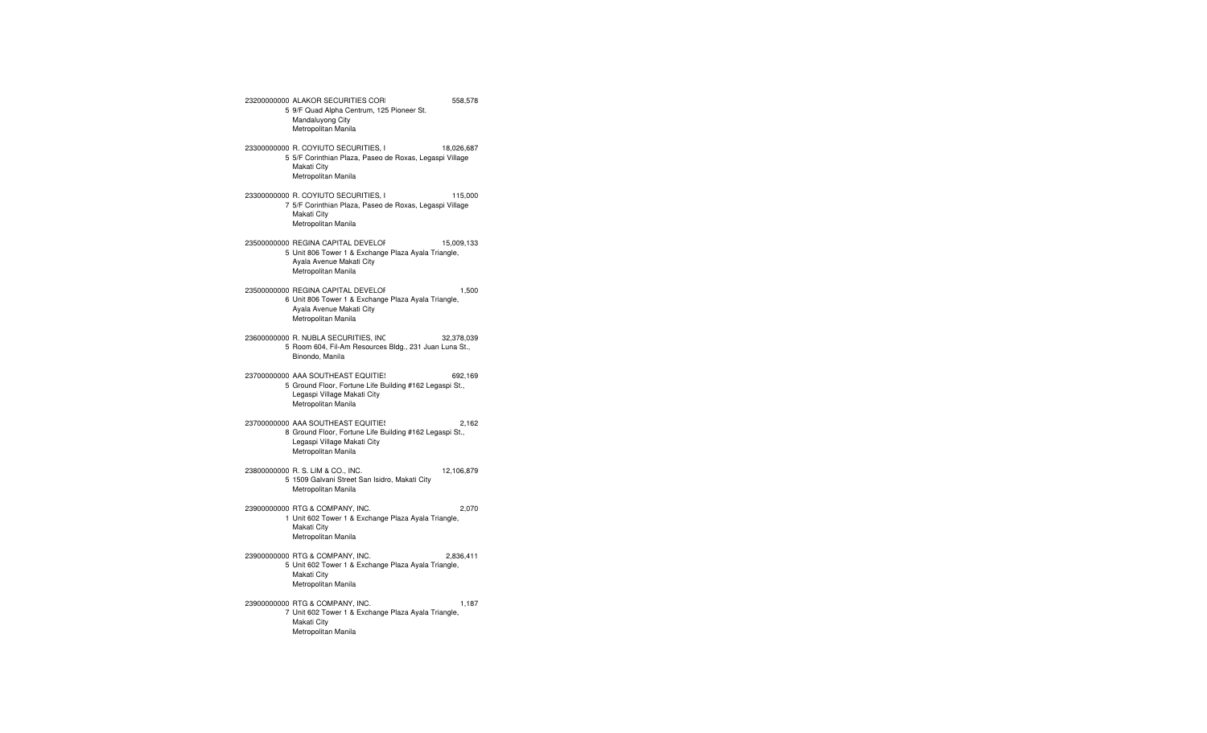| | | |
|---|---|---|
| 23200000000 | ALAKOR SECURITIES CORI | 558,578 |
| 5 | 9/F Quad Alpha Centrum, 125 Pioneer St.<br>Mandaluyong City<br>Metropolitan Manila | |
| 23300000000 | R. COYIUTO SECURITIES, I | 18,026,687 |
| 5 | 5/F Corinthian Plaza, Paseo de Roxas, Legaspi Village<br>Makati City<br>Metropolitan Manila | |
| 23300000000 | R. COYIUTO SECURITIES, I | 115,000 |
| 7 | 5/F Corinthian Plaza, Paseo de Roxas, Legaspi Village<br>Makati City<br>Metropolitan Manila | |
| 23500000000 | REGINA CAPITAL DEVELOF | 15,009,133 |
| 5 | Unit 806 Tower 1 & Exchange Plaza Ayala Triangle,<br>Ayala Avenue Makati City<br>Metropolitan Manila | |
| 23500000000 | REGINA CAPITAL DEVELOF | 1,500 |
| 6 | Unit 806 Tower 1 & Exchange Plaza Ayala Triangle,<br>Ayala Avenue Makati City<br>Metropolitan Manila | |
| 23600000000 | R. NUBLA SECURITIES, INC | 32,378,039 |
| 5 | Room 604, Fil-Am Resources Bldg., 231 Juan Luna St.,<br>Binondo, Manila | |
| 23700000000 | AAA SOUTHEAST EQUITIES | 692,169 |
| 5 | Ground Floor, Fortune Life Building #162 Legaspi St.,<br>Legaspi Village Makati City<br>Metropolitan Manila | |
| 23700000000 | AAA SOUTHEAST EQUITIES | 2,162 |
| 8 | Ground Floor, Fortune Life Building #162 Legaspi St.,<br>Legaspi Village Makati City<br>Metropolitan Manila | |
| 23800000000 | R. S. LIM & CO., INC. | 12,106,879 |
| 5 | 1509 Galvani Street San Isidro, Makati City<br>Metropolitan Manila | |
| 23900000000 | RTG & COMPANY, INC. | 2,070 |
| 1 | Unit 602 Tower 1 & Exchange Plaza Ayala Triangle,<br>Makati City<br>Metropolitan Manila | |
| 23900000000 | RTG & COMPANY, INC. | 2,836,411 |
| 5 | Unit 602 Tower 1 & Exchange Plaza Ayala Triangle,<br>Makati City<br>Metropolitan Manila | |
| 23900000000 | RTG & COMPANY, INC. | 1,187 |
| 7 | Unit 602 Tower 1 & Exchange Plaza Ayala Triangle,<br>Makati City<br>Metropolitan Manila | |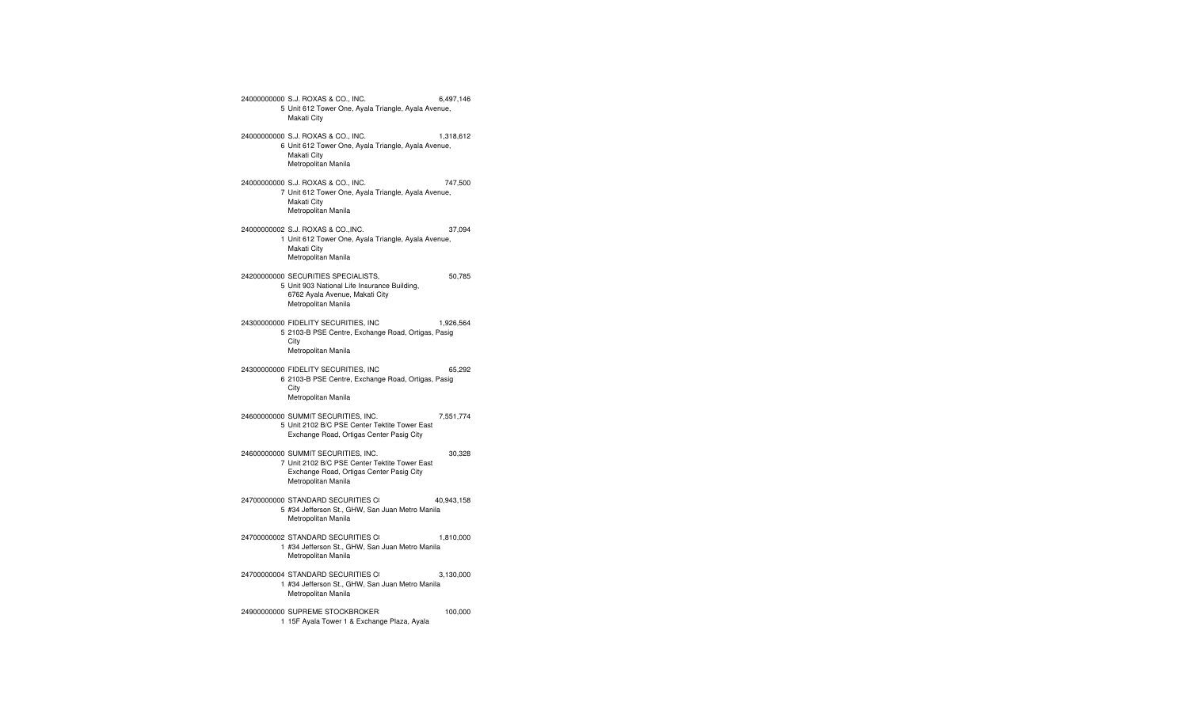24000000000 S.J. ROXAS & CO., INC. 6,497,146
5 Unit 612 Tower One, Ayala Triangle, Ayala Avenue,
Makati City

24000000000 S.J. ROXAS & CO., INC. 1,318,612
6 Unit 612 Tower One, Ayala Triangle, Ayala Avenue,
Makati City
Metropolitan Manila

24000000000 S.J. ROXAS & CO., INC. 747,500
7 Unit 612 Tower One, Ayala Triangle, Ayala Avenue,
Makati City
Metropolitan Manila

24000000002 S.J. ROXAS & CO.,INC. 37,094
1 Unit 612 Tower One, Ayala Triangle, Ayala Avenue,
Makati City
Metropolitan Manila

24200000000 SECURITIES SPECIALISTS, 50,785
5 Unit 903 National Life Insurance Building,
6762 Ayala Avenue, Makati City
Metropolitan Manila

24300000000 FIDELITY SECURITIES, INC 1,926,564
5 2103-B PSE Centre, Exchange Road, Ortigas, Pasig
City
Metropolitan Manila

24300000000 FIDELITY SECURITIES, INC 65,292
6 2103-B PSE Centre, Exchange Road, Ortigas, Pasig
City
Metropolitan Manila

24600000000 SUMMIT SECURITIES, INC. 7,551,774
5 Unit 2102 B/C PSE Center Tektite Tower East
Exchange Road, Ortigas Center Pasig City

24600000000 SUMMIT SECURITIES, INC. 30,328
7 Unit 2102 B/C PSE Center Tektite Tower East
Exchange Road, Ortigas Center Pasig City
Metropolitan Manila

24700000000 STANDARD SECURITIES C( 40,943,158
5 #34 Jefferson St., GHW, San Juan Metro Manila
Metropolitan Manila

24700000002 STANDARD SECURITIES C( 1,810,000
1 #34 Jefferson St., GHW, San Juan Metro Manila
Metropolitan Manila

24700000004 STANDARD SECURITIES C( 3,130,000
1 #34 Jefferson St., GHW, San Juan Metro Manila
Metropolitan Manila

24900000000 SUPREME STOCKBROKER 100,000
1 15F Ayala Tower 1 & Exchange Plaza, Ayala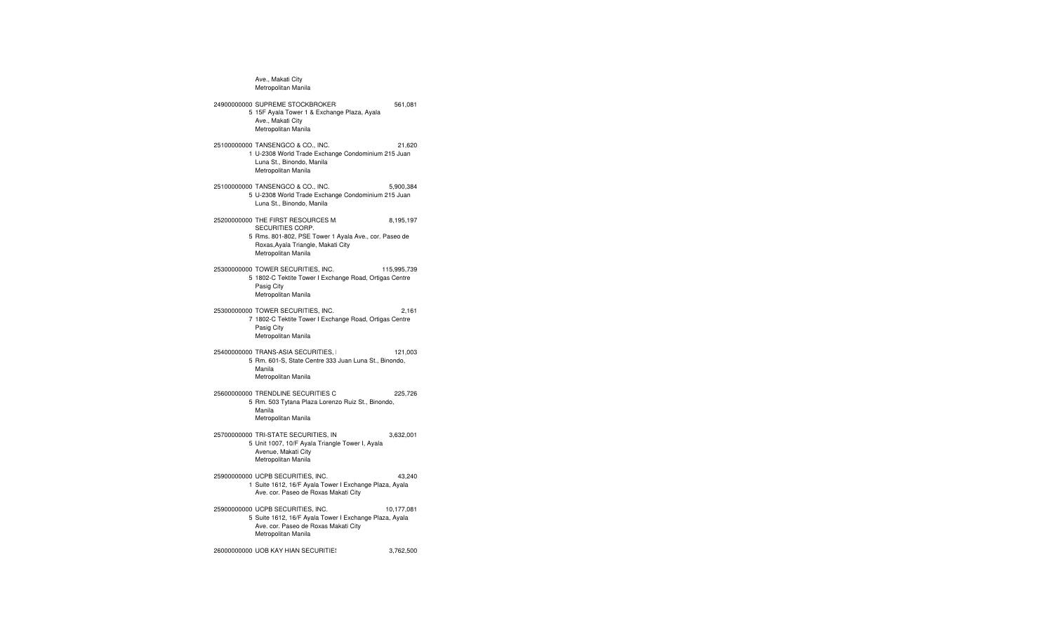Ave., Makati City
Metropolitan Manila

| Code | Name / Address | Amount |
|---|---|---|
| 24900000000 | SUPREME STOCKBROKER | 561,081 |
| 5 | 15F Ayala Tower 1 & Exchange Plaza, Ayala Ave., Makati City Metropolitan Manila | |
| 25100000000 | TANSENGCO & CO., INC. | 21,620 |
| 1 | U-2308 World Trade Exchange Condominium 215 Juan Luna St., Binondo, Manila Metropolitan Manila | |
| 25100000000 | TANSENGCO & CO., INC. | 5,900,384 |
| 5 | U-2308 World Trade Exchange Condominium 215 Juan Luna St., Binondo, Manila | |
| 25200000000 | THE FIRST RESOURCES M SECURITIES CORP. | 8,195,197 |
| 5 | Rms. 801-802, PSE Tower 1 Ayala Ave., cor. Paseo de Roxas,Ayala Triangle, Makati City Metropolitan Manila | |
| 25300000000 | TOWER SECURITIES, INC. | 115,995,739 |
| 5 | 1802-C Tektite Tower I Exchange Road, Ortigas Centre Pasig City Metropolitan Manila | |
| 25300000000 | TOWER SECURITIES, INC. | 2,161 |
| 7 | 1802-C Tektite Tower I Exchange Road, Ortigas Centre Pasig City Metropolitan Manila | |
| 25400000000 | TRANS-ASIA SECURITIES, I | 121,003 |
| 5 | Rm. 601-S, State Centre 333 Juan Luna St., Binondo, Manila Metropolitan Manila | |
| 25600000000 | TRENDLINE SECURITIES C | 225,726 |
| 5 | Rm. 503 Tytana Plaza Lorenzo Ruiz St., Binondo, Manila Metropolitan Manila | |
| 25700000000 | TRI-STATE SECURITIES, IN | 3,632,001 |
| 5 | Unit 1007, 10/F Ayala Triangle Tower I, Ayala Avenue, Makati City Metropolitan Manila | |
| 25900000000 | UCPB SECURITIES, INC. | 43,240 |
| 1 | Suite 1612, 16/F Ayala Tower I Exchange Plaza, Ayala Ave. cor. Paseo de Roxas Makati City | |
| 25900000000 | UCPB SECURITIES, INC. | 10,177,081 |
| 5 | Suite 1612, 16/F Ayala Tower I Exchange Plaza, Ayala Ave. cor. Paseo de Roxas Makati City Metropolitan Manila | |
| 26000000000 | UOB KAY HIAN SECURITIES | 3,762,500 |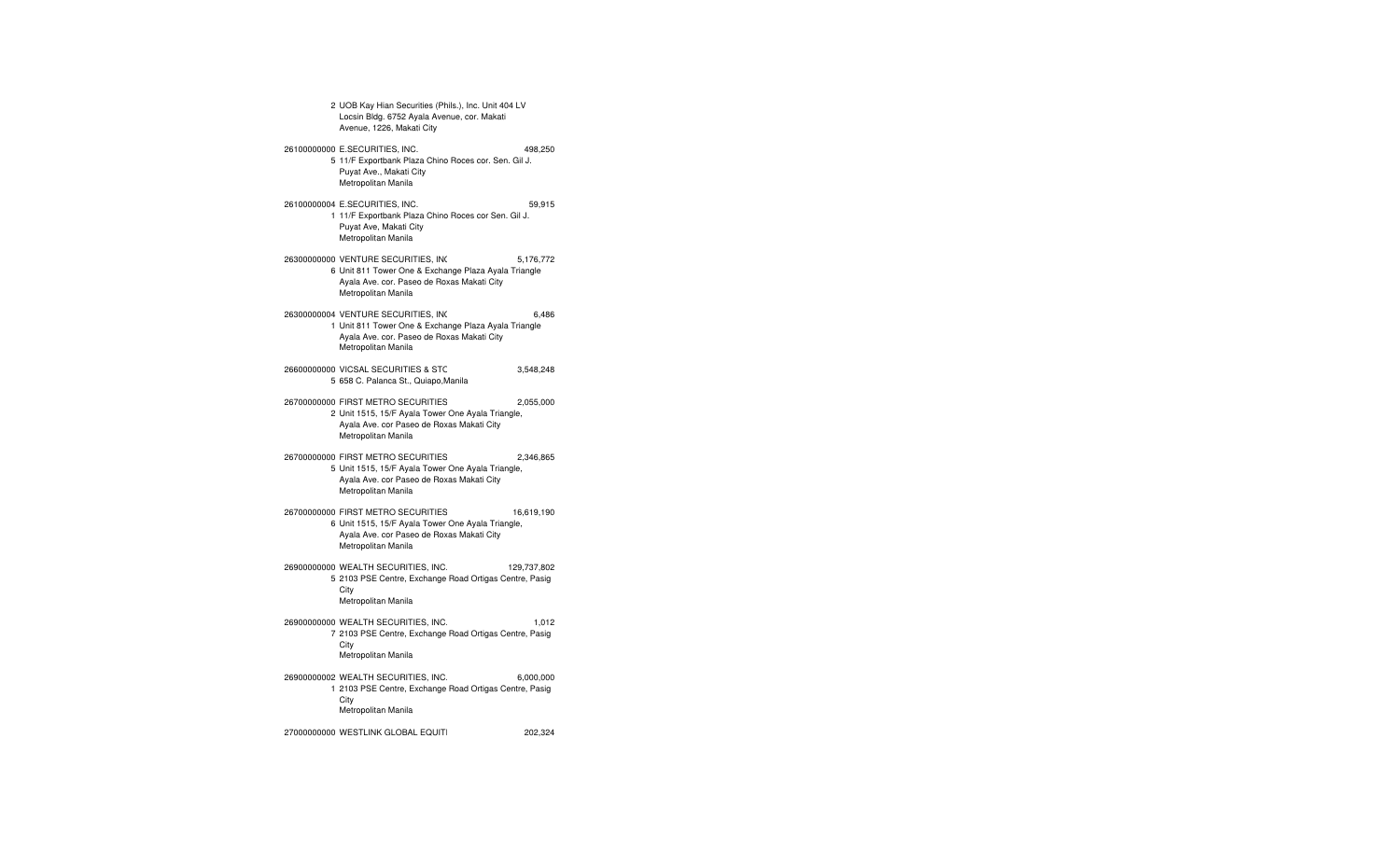| | | |
|---|---|---|
| | 2 UOB Kay Hian Securities (Phils.), Inc. Unit 404 LV Locsin Bldg. 6752 Ayala Avenue, cor. Makati Avenue, 1226, Makati City | |
| 26100000000 | E.SECURITIES, INC. | 498,250 |
| | 5 11/F Exportbank Plaza Chino Roces cor. Sen. Gil J. Puyat Ave., Makati City Metropolitan Manila | |
| 26100000004 | E.SECURITIES, INC. | 59,915 |
| | 1 11/F Exportbank Plaza Chino Roces cor Sen. Gil J. Puyat Ave, Makati City Metropolitan Manila | |
| 26300000000 | VENTURE SECURITIES, INC | 5,176,772 |
| | 6 Unit 811 Tower One & Exchange Plaza Ayala Triangle Ayala Ave. cor. Paseo de Roxas Makati City Metropolitan Manila | |
| 26300000004 | VENTURE SECURITIES, INC | 6,486 |
| | 1 Unit 811 Tower One & Exchange Plaza Ayala Triangle Ayala Ave. cor. Paseo de Roxas Makati City Metropolitan Manila | |
| 26600000000 | VICSAL SECURITIES & STC | 3,548,248 |
| | 5 658 C. Palanca St., Quiapo,Manila | |
| 26700000000 | FIRST METRO SECURITIES | 2,055,000 |
| | 2 Unit 1515, 15/F Ayala Tower One Ayala Triangle, Ayala Ave. cor Paseo de Roxas Makati City Metropolitan Manila | |
| 26700000000 | FIRST METRO SECURITIES | 2,346,865 |
| | 5 Unit 1515, 15/F Ayala Tower One Ayala Triangle, Ayala Ave. cor Paseo de Roxas Makati City Metropolitan Manila | |
| 26700000000 | FIRST METRO SECURITIES | 16,619,190 |
| | 6 Unit 1515, 15/F Ayala Tower One Ayala Triangle, Ayala Ave. cor Paseo de Roxas Makati City Metropolitan Manila | |
| 26900000000 | WEALTH SECURITIES, INC. | 129,737,802 |
| | 5 2103 PSE Centre, Exchange Road Ortigas Centre, Pasig City Metropolitan Manila | |
| 26900000000 | WEALTH SECURITIES, INC. | 1,012 |
| | 7 2103 PSE Centre, Exchange Road Ortigas Centre, Pasig City Metropolitan Manila | |
| 26900000002 | WEALTH SECURITIES, INC. | 6,000,000 |
| | 1 2103 PSE Centre, Exchange Road Ortigas Centre, Pasig City Metropolitan Manila | |
| 27000000000 | WESTLINK GLOBAL EQUITI | 202,324 |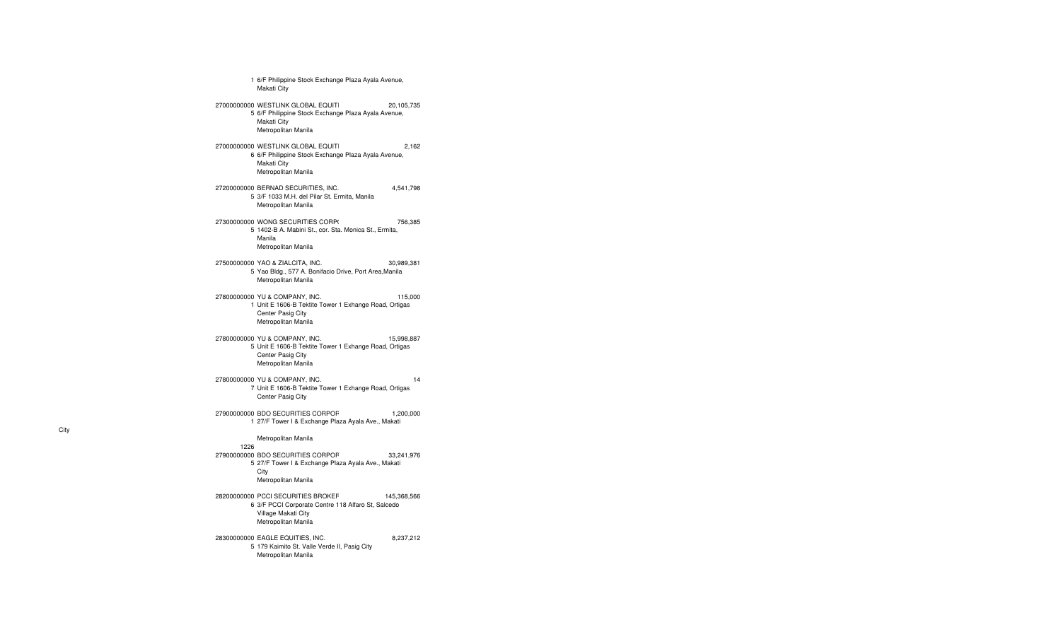1 6/F Philippine Stock Exchange Plaza Ayala Avenue, Makati City

27000000000 WESTLINK GLOBAL EQUITI 20,105,735
5 6/F Philippine Stock Exchange Plaza Ayala Avenue, Makati City
Metropolitan Manila

27000000000 WESTLINK GLOBAL EQUITI 2,162
6 6/F Philippine Stock Exchange Plaza Ayala Avenue, Makati City
Metropolitan Manila

27200000000 BERNAD SECURITIES, INC. 4,541,798
5 3/F 1033 M.H. del Pilar St. Ermita, Manila
Metropolitan Manila

27300000000 WONG SECURITIES CORP( 756,385
5 1402-B A. Mabini St., cor. Sta. Monica St., Ermita, Manila
Metropolitan Manila

27500000000 YAO & ZIALCITA, INC. 30,989,381
5 Yao Bldg., 577 A. Bonifacio Drive, Port Area,Manila
Metropolitan Manila

27800000000 YU & COMPANY, INC. 115,000
1 Unit E 1606-B Tektite Tower 1 Exhange Road, Ortigas Center Pasig City
Metropolitan Manila

27800000000 YU & COMPANY, INC. 15,998,887
5 Unit E 1606-B Tektite Tower 1 Exhange Road, Ortigas Center Pasig City
Metropolitan Manila

27800000000 YU & COMPANY, INC. 14
7 Unit E 1606-B Tektite Tower 1 Exhange Road, Ortigas Center Pasig City

27900000000 BDO SECURITIES CORPOF 1,200,000
1 27/F Tower I & Exchange Plaza Ayala Ave., Makati City
Metropolitan Manila
1226

27900000000 BDO SECURITIES CORPOF 33,241,976
5 27/F Tower I & Exchange Plaza Ayala Ave., Makati City
Metropolitan Manila

28200000000 PCCI SECURITIES BROKEF 145,368,566
6 3/F PCCI Corporate Centre 118 Alfaro St, Salcedo Village Makati City
Metropolitan Manila

28300000000 EAGLE EQUITIES, INC. 8,237,212
5 179 Kaimito St. Valle Verde II, Pasig City
Metropolitan Manila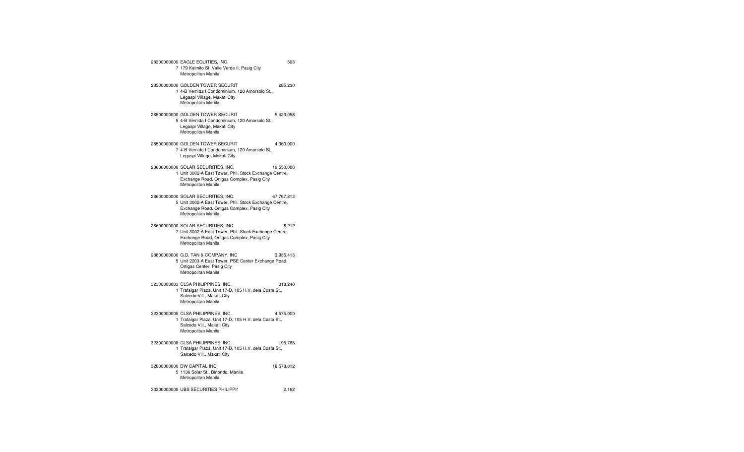28300000000 EAGLE EQUITIES, INC. 593
7 179 Kaimito St. Valle Verde II, Pasig City
Metropolitan Manila

28500000000 GOLDEN TOWER SECURIT 285,230
1 4-B Vernida I Condominium, 120 Amorsolo St.,
Legaspi Village, Makati City
Metropolitan Manila

28500000000 GOLDEN TOWER SECURIT 5,423,058
5 4-B Vernida I Condominium, 120 Amorsolo St.,
Legaspi Village, Makati City
Metropolitan Manila

28500000000 GOLDEN TOWER SECURIT 4,360,000
7 4-B Vernida I Condominium, 120 Amorsolo St.,
Legaspi Village, Makati City

28600000000 SOLAR SECURITIES, INC. 19,550,000
1 Unit 3002-A East Tower, Phil. Stock Exchange Centre,
Exchange Road, Ortigas Complex, Pasig City
Metropolitan Manila

28600000000 SOLAR SECURITIES, INC. 67,767,813
5 Unit 3002-A East Tower, Phil. Stock Exchange Centre,
Exchange Road, Ortigas Complex, Pasig City
Metropolitan Manila

28600000000 SOLAR SECURITIES, INC. 8,212
7 Unit 3002-A East Tower, Phil. Stock Exchange Centre,
Exchange Road, Ortigas Complex, Pasig City
Metropolitan Manila

28800000000 G.D. TAN & COMPANY, INC 3,935,413
5 Unit 2203-A East Tower, PSE Center Exchange Road,
Ortigas Center, Pasig City
Metropolitan Manila

32300000003 CLSA PHILIPPINES, INC. 318,240
1 Trafalgar Plaza, Unit 17-D, 105 H.V. dela Costa St.,
Salcedo Vill., Makati City
Metropolitan Manila

32300000005 CLSA PHILIPPINES, INC. 4,575,000
1 Trafalgar Plaza, Unit 17-D, 105 H.V. dela Costa St.,
Salcedo Vill., Makati City
Metropolitan Manila

32300000008 CLSA PHILIPPINES, INC. 195,788
1 Trafalgar Plaza, Unit 17-D, 105 H.V. dela Costa St.,
Salcedo Vill., Makati City

32800000000 DW CAPITAL INC. 18,578,812
5 1136 Solar St., Binondo, Manila
Metropolitan Manila

33300000000 UBS SECURITIES PHILIPPI 2,162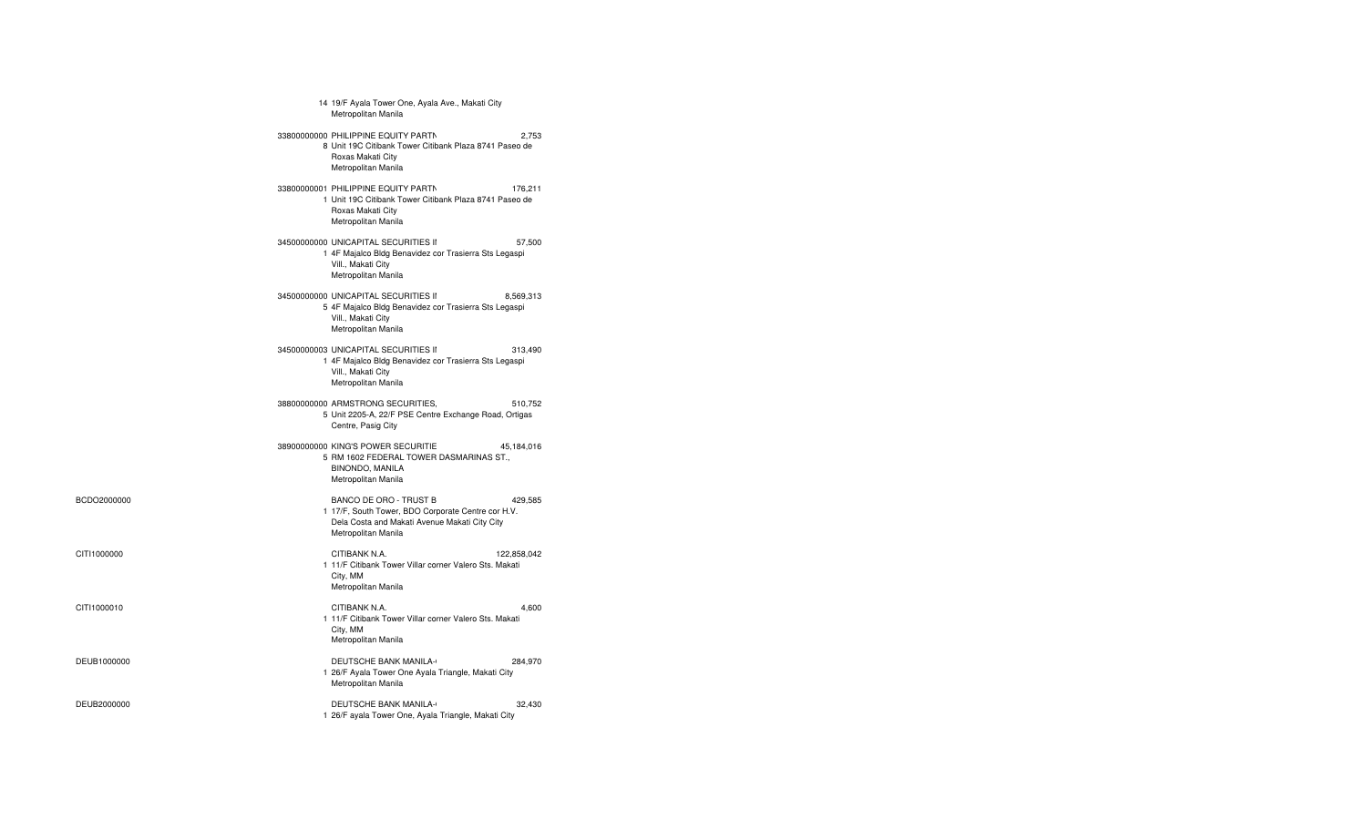| | | | |
|---|---|---|---|
| | 14 | 19/F Ayala Tower One, Ayala Ave., Makati City<br>Metropolitan Manila | |
| | 33800000000 | PHILIPPINE EQUITY PARTN<br>8 Unit 19C Citibank Tower Citibank Plaza 8741 Paseo de Roxas Makati City<br>Metropolitan Manila | 2,753 |
| | 33800000001 | PHILIPPINE EQUITY PARTN<br>1 Unit 19C Citibank Tower Citibank Plaza 8741 Paseo de Roxas Makati City<br>Metropolitan Manila | 176,211 |
| | 34500000000 | UNICAPITAL SECURITIES II<br>1 4F Majalco Bldg Benavidez cor Trasierra Sts Legaspi Vill., Makati City<br>Metropolitan Manila | 57,500 |
| | 34500000000 | UNICAPITAL SECURITIES II<br>5 4F Majalco Bldg Benavidez cor Trasierra Sts Legaspi Vill., Makati City<br>Metropolitan Manila | 8,569,313 |
| | 34500000003 | UNICAPITAL SECURITIES II<br>1 4F Majalco Bldg Benavidez cor Trasierra Sts Legaspi Vill., Makati City<br>Metropolitan Manila | 313,490 |
| | 38800000000 | ARMSTRONG SECURITIES,<br>5 Unit 2205-A, 22/F PSE Centre Exchange Road, Ortigas Centre, Pasig City | 510,752 |
| | 38900000000 | KING'S POWER SECURITIE<br>5 RM 1602 FEDERAL TOWER DASMARINAS ST., BINONDO, MANILA<br>Metropolitan Manila | 45,184,016 |
| BCDO2000000 | | BANCO DE ORO - TRUST B<br>1 17/F, South Tower, BDO Corporate Centre cor H.V. Dela Costa and Makati Avenue Makati City City<br>Metropolitan Manila | 429,585 |
| CITI1000000 | | CITIBANK N.A.<br>1 11/F Citibank Tower Villar corner Valero Sts. Makati City, MM<br>Metropolitan Manila | 122,858,042 |
| CITI1000010 | | CITIBANK N.A.<br>1 11/F Citibank Tower Villar corner Valero Sts. Makati City, MM<br>Metropolitan Manila | 4,600 |
| DEUB1000000 | | DEUTSCHE BANK MANILA-<br>1 26/F Ayala Tower One Ayala Triangle, Makati City<br>Metropolitan Manila | 284,970 |
| DEUB2000000 | | DEUTSCHE BANK MANILA-<br>1 26/F ayala Tower One, Ayala Triangle, Makati City | 32,430 |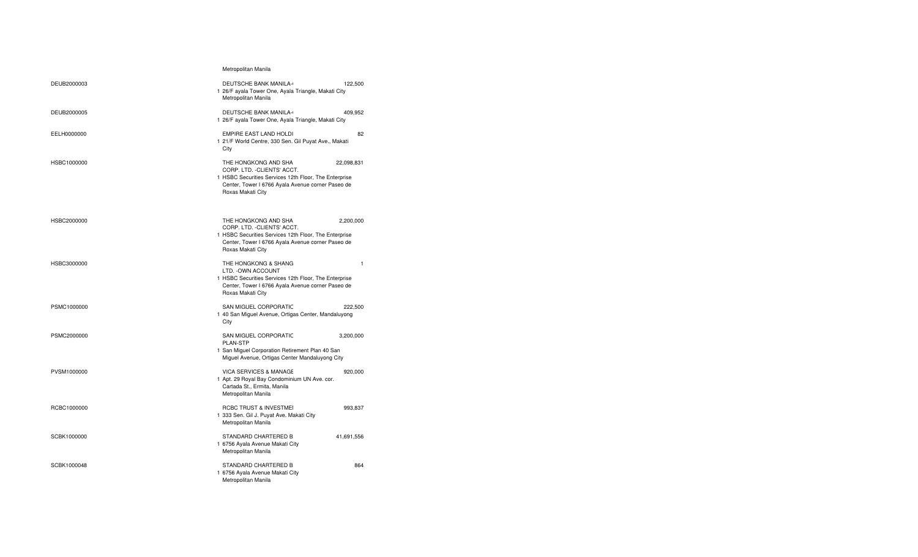| | | | |
|---|---|---|---|
| | | Metropolitan Manila | |
| DEUB2000003 | 1 | DEUTSCHE BANK MANILA-( 26/F ayala Tower One, Ayala Triangle, Makati City Metropolitan Manila | 122,500 |
| DEUB2000005 | 1 | DEUTSCHE BANK MANILA-( 26/F ayala Tower One, Ayala Triangle, Makati City | 409,952 |
| EELH0000000 | 1 | EMPIRE EAST LAND HOLDI 21/F World Centre, 330 Sen. Gil Puyat Ave., Makati City | 82 |
| HSBC1000000 | 1 | THE HONGKONG AND SHA CORP. LTD. -CLIENTS' ACCT. HSBC Securities Services 12th Floor, The Enterprise Center, Tower I 6766 Ayala Avenue corner Paseo de Roxas Makati City | 22,098,831 |
| HSBC2000000 | 1 | THE HONGKONG AND SHA CORP. LTD. -CLIENTS' ACCT. HSBC Securities Services 12th Floor, The Enterprise Center, Tower I 6766 Ayala Avenue corner Paseo de Roxas Makati City | 2,200,000 |
| HSBC3000000 | 1 | THE HONGKONG & SHANG LTD. -OWN ACCOUNT HSBC Securities Services 12th Floor, The Enterprise Center, Tower I 6766 Ayala Avenue corner Paseo de Roxas Makati City | 1 |
| PSMC1000000 | 1 | SAN MIGUEL CORPORATIC 40 San Miguel Avenue, Ortigas Center, Mandaluyong City | 222,500 |
| PSMC2000000 | 1 | SAN MIGUEL CORPORATIC PLAN-STP San Miguel Corporation Retirement Plan 40 San Miguel Avenue, Ortigas Center Mandaluyong City | 3,200,000 |
| PVSM1000000 | 1 | VICA SERVICES & MANAGE Apt. 29 Royal Bay Condominium UN Ave. cor. Cartada St., Ermita, Manila Metropolitan Manila | 920,000 |
| RCBC1000000 | 1 | RCBC TRUST & INVESTMEI 333 Sen. Gil J. Puyat Ave. Makati City Metropolitan Manila | 993,837 |
| SCBK1000000 | 1 | STANDARD CHARTERED B 6756 Ayala Avenue Makati City Metropolitan Manila | 41,691,556 |
| SCBK1000048 | 1 | STANDARD CHARTERED B 6756 Ayala Avenue Makati City Metropolitan Manila | 864 |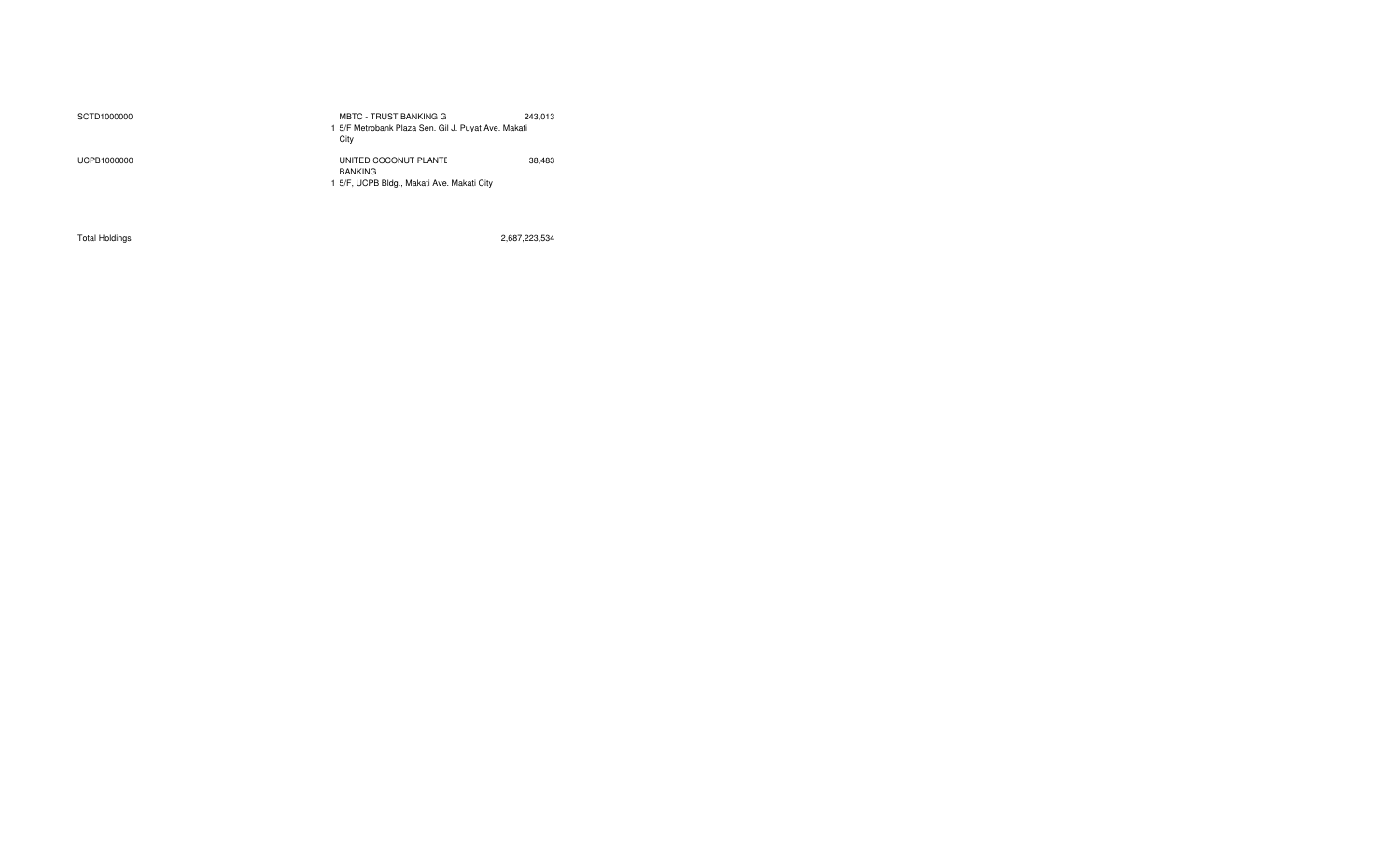| | | | |
|---|---|---|---|
| SCTD1000000 | 1 | MBTC - TRUST BANKING G<br>5/F Metrobank Plaza Sen. Gil J. Puyat Ave. Makati City | 243,013 |
| UCPB1000000 | 1 | UNITED COCONUT PLANTE BANKING<br>5/F, UCPB Bldg., Makati Ave. Makati City | 38,483 |
| Total Holdings | | | 2,687,223,534 |